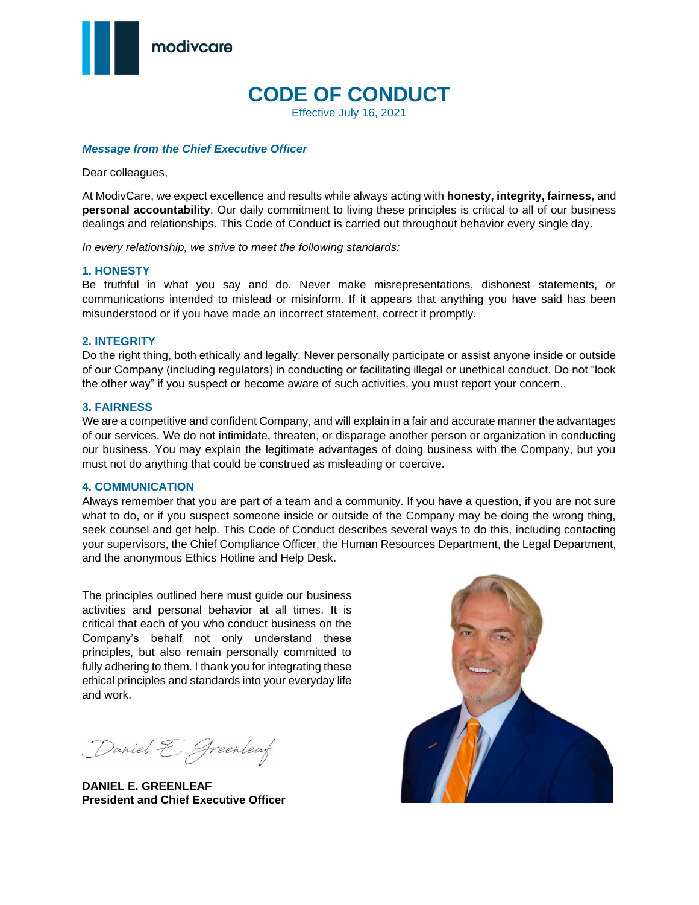# CODE OF CONDUCT

Effective July 16, 2021

***Message from the Chief Executive Officer***

Dear colleagues,

At ModivCare, we expect excellence and results while always acting with **honesty, integrity, fairness**, and **personal accountability**. Our daily commitment to living these principles is critical to all of our business dealings and relationships. This Code of Conduct is carried out throughout behavior every single day.

*In every relationship, we strive to meet the following standards:*

### 1. HONESTY

Be truthful in what you say and do. Never make misrepresentations, dishonest statements, or communications intended to mislead or misinform. If it appears that anything you have said has been misunderstood or if you have made an incorrect statement, correct it promptly.

### 2. INTEGRITY

Do the right thing, both ethically and legally. Never personally participate or assist anyone inside or outside of our Company (including regulators) in conducting or facilitating illegal or unethical conduct. Do not "look the other way" if you suspect or become aware of such activities, you must report your concern.

### 3. FAIRNESS

We are a competitive and confident Company, and will explain in a fair and accurate manner the advantages of our services. We do not intimidate, threaten, or disparage another person or organization in conducting our business. You may explain the legitimate advantages of doing business with the Company, but you must not do anything that could be construed as misleading or coercive.

### 4. COMMUNICATION

Always remember that you are part of a team and a community. If you have a question, if you are not sure what to do, or if you suspect someone inside or outside of the Company may be doing the wrong thing, seek counsel and get help. This Code of Conduct describes several ways to do this, including contacting your supervisors, the Chief Compliance Officer, the Human Resources Department, the Legal Department, and the anonymous Ethics Hotline and Help Desk.

The principles outlined here must guide our business activities and personal behavior at all times. It is critical that each of you who conduct business on the Company's behalf not only understand these principles, but also remain personally committed to fully adhering to them. I thank you for integrating these ethical principles and standards into your everyday life and work.

*Daniel E. Greenleaf*

**DANIEL E. GREENLEAF**
**President and Chief Executive Officer**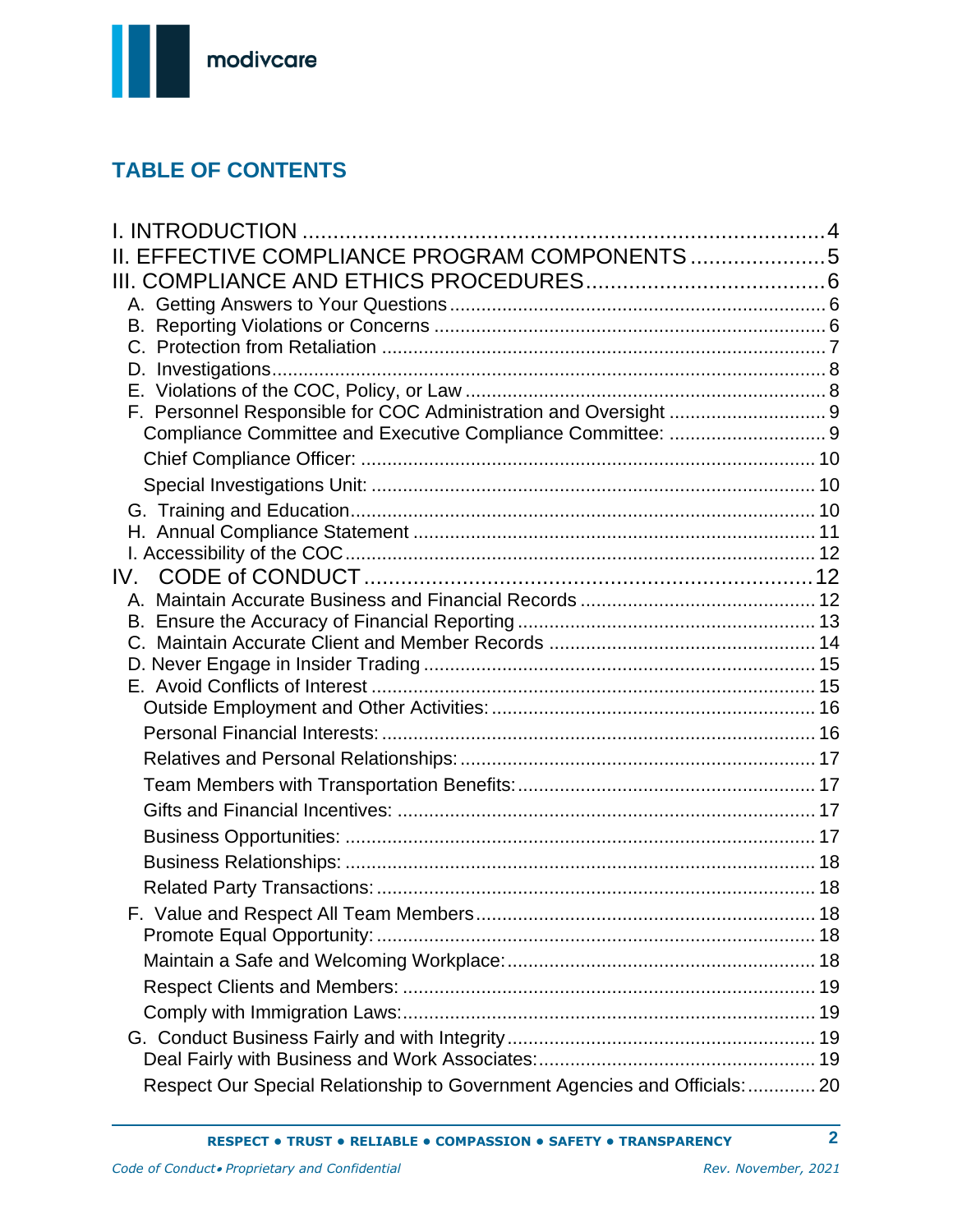## TABLE OF CONTENTS

- I. INTRODUCTION ........................................ 4
- II. EFFECTIVE COMPLIANCE PROGRAM COMPONENTS ........................................ 5
- III. COMPLIANCE AND ETHICS PROCEDURES ........................................ 6
  - A. Getting Answers to Your Questions ........................................ 6
  - B. Reporting Violations or Concerns ........................................ 6
  - C. Protection from Retaliation ........................................ 7
  - D. Investigations ........................................ 8
  - E. Violations of the COC, Policy, or Law ........................................ 8
  - F. Personnel Responsible for COC Administration and Oversight ........................................ 9
    - Compliance Committee and Executive Compliance Committee: ........................................ 9
    - Chief Compliance Officer: ........................................ 10
    - Special Investigations Unit: ........................................ 10
  - G. Training and Education ........................................ 10
  - H. Annual Compliance Statement ........................................ 11
  - I. Accessibility of the COC ........................................ 12
- IV. CODE of CONDUCT ........................................ 12
  - A. Maintain Accurate Business and Financial Records ........................................ 12
  - B. Ensure the Accuracy of Financial Reporting ........................................ 13
  - C. Maintain Accurate Client and Member Records ........................................ 14
  - D. Never Engage in Insider Trading ........................................ 15
  - E. Avoid Conflicts of Interest ........................................ 15
    - Outside Employment and Other Activities: ........................................ 16
    - Personal Financial Interests: ........................................ 16
    - Relatives and Personal Relationships: ........................................ 17
    - Team Members with Transportation Benefits: ........................................ 17
    - Gifts and Financial Incentives: ........................................ 17
    - Business Opportunities: ........................................ 17
    - Business Relationships: ........................................ 18
    - Related Party Transactions: ........................................ 18
  - F. Value and Respect All Team Members ........................................ 18
    - Promote Equal Opportunity: ........................................ 18
    - Maintain a Safe and Welcoming Workplace: ........................................ 18
    - Respect Clients and Members: ........................................ 19
    - Comply with Immigration Laws: ........................................ 19
  - G. Conduct Business Fairly and with Integrity ........................................ 19
    - Deal Fairly with Business and Work Associates: ........................................ 19
    - Respect Our Special Relationship to Government Agencies and Officials: ........................................ 20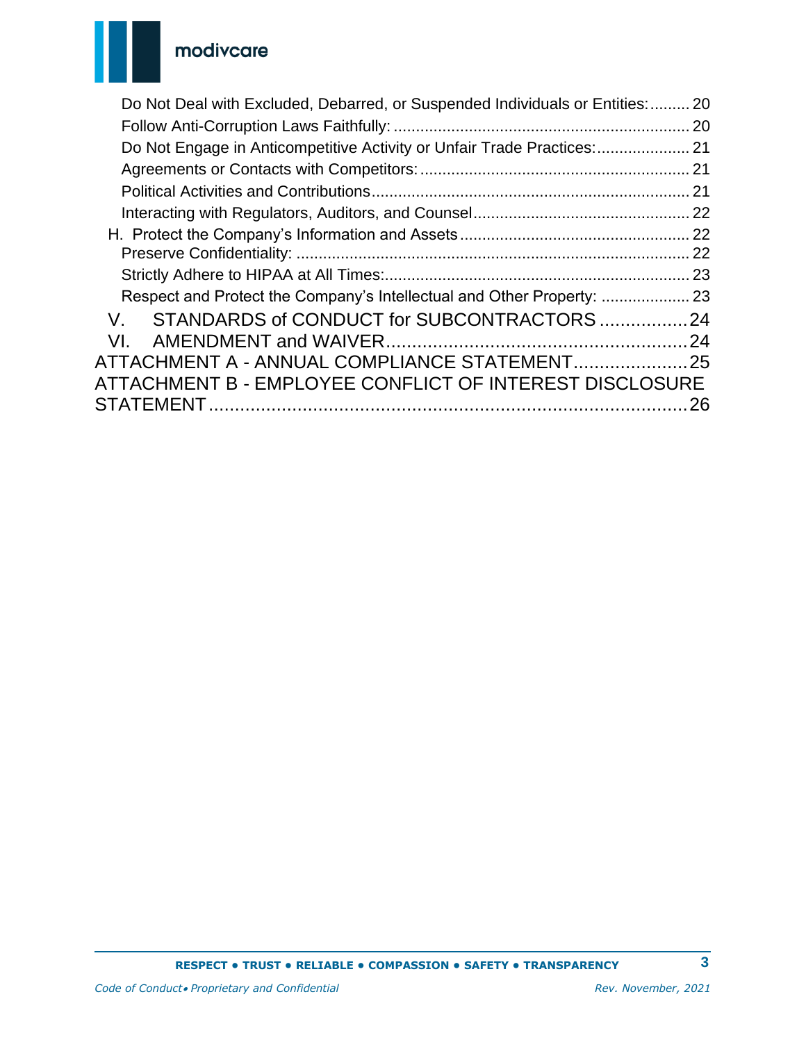Do Not Deal with Excluded, Debarred, or Suspended Individuals or Entities: ......... 20
Follow Anti-Corruption Laws Faithfully: ......... 20
Do Not Engage in Anticompetitive Activity or Unfair Trade Practices: ......... 21
Agreements or Contacts with Competitors: ......... 21
Political Activities and Contributions ......... 21
Interacting with Regulators, Auditors, and Counsel ......... 22
H. Protect the Company's Information and Assets ......... 22
Preserve Confidentiality: ......... 22
Strictly Adhere to HIPAA at All Times: ......... 23
Respect and Protect the Company's Intellectual and Other Property: ......... 23
V. STANDARDS of CONDUCT for SUBCONTRACTORS ......... 24
VI. AMENDMENT and WAIVER ......... 24
ATTACHMENT A - ANNUAL COMPLIANCE STATEMENT ......... 25
ATTACHMENT B - EMPLOYEE CONFLICT OF INTEREST DISCLOSURE STATEMENT ......... 26

**RESPECT • TRUST • RELIABLE • COMPASSION • SAFETY • TRANSPARENCY**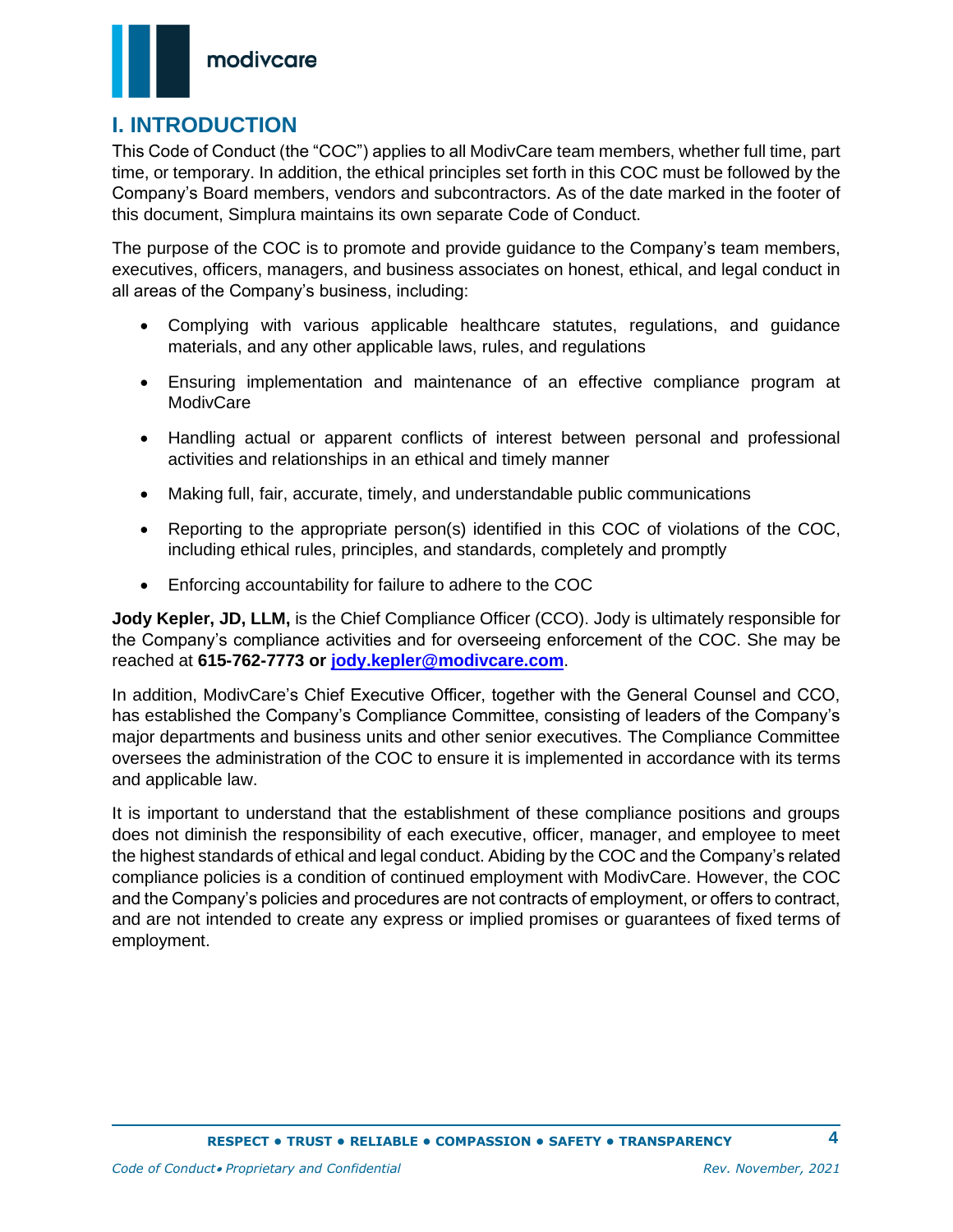## I. INTRODUCTION

This Code of Conduct (the "COC") applies to all ModivCare team members, whether full time, part time, or temporary. In addition, the ethical principles set forth in this COC must be followed by the Company's Board members, vendors and subcontractors. As of the date marked in the footer of this document, Simplura maintains its own separate Code of Conduct.

The purpose of the COC is to promote and provide guidance to the Company's team members, executives, officers, managers, and business associates on honest, ethical, and legal conduct in all areas of the Company's business, including:

- Complying with various applicable healthcare statutes, regulations, and guidance materials, and any other applicable laws, rules, and regulations
- Ensuring implementation and maintenance of an effective compliance program at ModivCare
- Handling actual or apparent conflicts of interest between personal and professional activities and relationships in an ethical and timely manner
- Making full, fair, accurate, timely, and understandable public communications
- Reporting to the appropriate person(s) identified in this COC of violations of the COC, including ethical rules, principles, and standards, completely and promptly
- Enforcing accountability for failure to adhere to the COC

**Jody Kepler, JD, LLM,** is the Chief Compliance Officer (CCO). Jody is ultimately responsible for the Company's compliance activities and for overseeing enforcement of the COC. She may be reached at **615-762-7773 or [jody.kepler@modivcare.com](mailto:jody.kepler@modivcare.com)**.

In addition, ModivCare's Chief Executive Officer, together with the General Counsel and CCO, has established the Company's Compliance Committee, consisting of leaders of the Company's major departments and business units and other senior executives. The Compliance Committee oversees the administration of the COC to ensure it is implemented in accordance with its terms and applicable law.

It is important to understand that the establishment of these compliance positions and groups does not diminish the responsibility of each executive, officer, manager, and employee to meet the highest standards of ethical and legal conduct. Abiding by the COC and the Company's related compliance policies is a condition of continued employment with ModivCare. However, the COC and the Company's policies and procedures are not contracts of employment, or offers to contract, and are not intended to create any express or implied promises or guarantees of fixed terms of employment.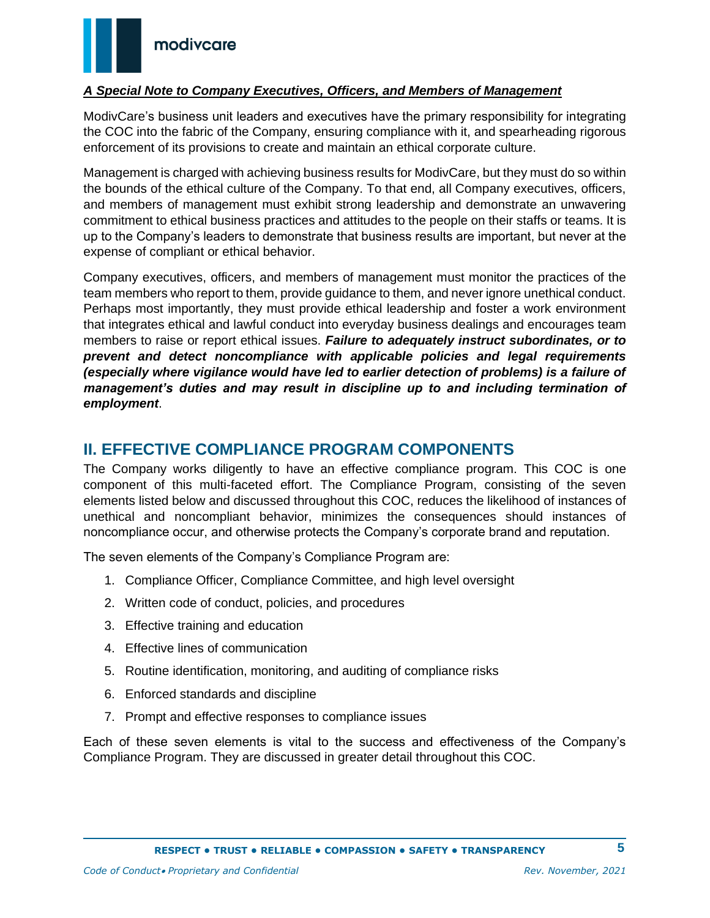***A Special Note to Company Executives, Officers, and Members of Management***

ModivCare's business unit leaders and executives have the primary responsibility for integrating the COC into the fabric of the Company, ensuring compliance with it, and spearheading rigorous enforcement of its provisions to create and maintain an ethical corporate culture.

Management is charged with achieving business results for ModivCare, but they must do so within the bounds of the ethical culture of the Company. To that end, all Company executives, officers, and members of management must exhibit strong leadership and demonstrate an unwavering commitment to ethical business practices and attitudes to the people on their staffs or teams. It is up to the Company's leaders to demonstrate that business results are important, but never at the expense of compliant or ethical behavior.

Company executives, officers, and members of management must monitor the practices of the team members who report to them, provide guidance to them, and never ignore unethical conduct. Perhaps most importantly, they must provide ethical leadership and foster a work environment that integrates ethical and lawful conduct into everyday business dealings and encourages team members to raise or report ethical issues. ***Failure to adequately instruct subordinates, or to prevent and detect noncompliance with applicable policies and legal requirements (especially where vigilance would have led to earlier detection of problems) is a failure of management's duties and may result in discipline up to and including termination of employment***.

## II. EFFECTIVE COMPLIANCE PROGRAM COMPONENTS

The Company works diligently to have an effective compliance program. This COC is one component of this multi-faceted effort. The Compliance Program, consisting of the seven elements listed below and discussed throughout this COC, reduces the likelihood of instances of unethical and noncompliant behavior, minimizes the consequences should instances of noncompliance occur, and otherwise protects the Company's corporate brand and reputation.

The seven elements of the Company's Compliance Program are:

1. Compliance Officer, Compliance Committee, and high level oversight
2. Written code of conduct, policies, and procedures
3. Effective training and education
4. Effective lines of communication
5. Routine identification, monitoring, and auditing of compliance risks
6. Enforced standards and discipline
7. Prompt and effective responses to compliance issues

Each of these seven elements is vital to the success and effectiveness of the Company's Compliance Program. They are discussed in greater detail throughout this COC.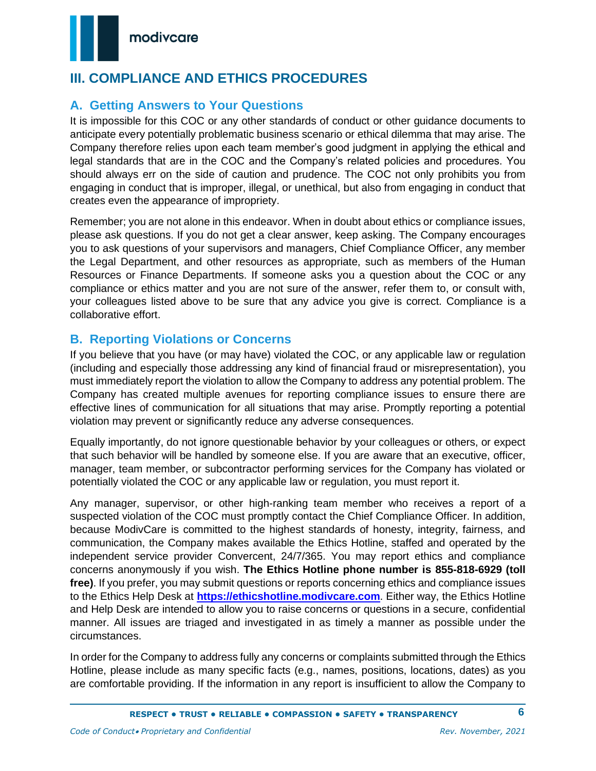## III. COMPLIANCE AND ETHICS PROCEDURES

### A. Getting Answers to Your Questions

It is impossible for this COC or any other standards of conduct or other guidance documents to anticipate every potentially problematic business scenario or ethical dilemma that may arise. The Company therefore relies upon each team member's good judgment in applying the ethical and legal standards that are in the COC and the Company's related policies and procedures. You should always err on the side of caution and prudence. The COC not only prohibits you from engaging in conduct that is improper, illegal, or unethical, but also from engaging in conduct that creates even the appearance of impropriety.

Remember; you are not alone in this endeavor. When in doubt about ethics or compliance issues, please ask questions. If you do not get a clear answer, keep asking. The Company encourages you to ask questions of your supervisors and managers, Chief Compliance Officer, any member the Legal Department, and other resources as appropriate, such as members of the Human Resources or Finance Departments. If someone asks you a question about the COC or any compliance or ethics matter and you are not sure of the answer, refer them to, or consult with, your colleagues listed above to be sure that any advice you give is correct. Compliance is a collaborative effort.

### B. Reporting Violations or Concerns

If you believe that you have (or may have) violated the COC, or any applicable law or regulation (including and especially those addressing any kind of financial fraud or misrepresentation), you must immediately report the violation to allow the Company to address any potential problem. The Company has created multiple avenues for reporting compliance issues to ensure there are effective lines of communication for all situations that may arise. Promptly reporting a potential violation may prevent or significantly reduce any adverse consequences.

Equally importantly, do not ignore questionable behavior by your colleagues or others, or expect that such behavior will be handled by someone else. If you are aware that an executive, officer, manager, team member, or subcontractor performing services for the Company has violated or potentially violated the COC or any applicable law or regulation, you must report it.

Any manager, supervisor, or other high-ranking team member who receives a report of a suspected violation of the COC must promptly contact the Chief Compliance Officer. In addition, because ModivCare is committed to the highest standards of honesty, integrity, fairness, and communication, the Company makes available the Ethics Hotline, staffed and operated by the independent service provider Convercent, 24/7/365. You may report ethics and compliance concerns anonymously if you wish. **The Ethics Hotline phone number is 855-818-6929 (toll free)**. If you prefer, you may submit questions or reports concerning ethics and compliance issues to the Ethics Help Desk at **https://ethicshotline.modivcare.com**. Either way, the Ethics Hotline and Help Desk are intended to allow you to raise concerns or questions in a secure, confidential manner. All issues are triaged and investigated in as timely a manner as possible under the circumstances.

In order for the Company to address fully any concerns or complaints submitted through the Ethics Hotline, please include as many specific facts (e.g., names, positions, locations, dates) as you are comfortable providing. If the information in any report is insufficient to allow the Company to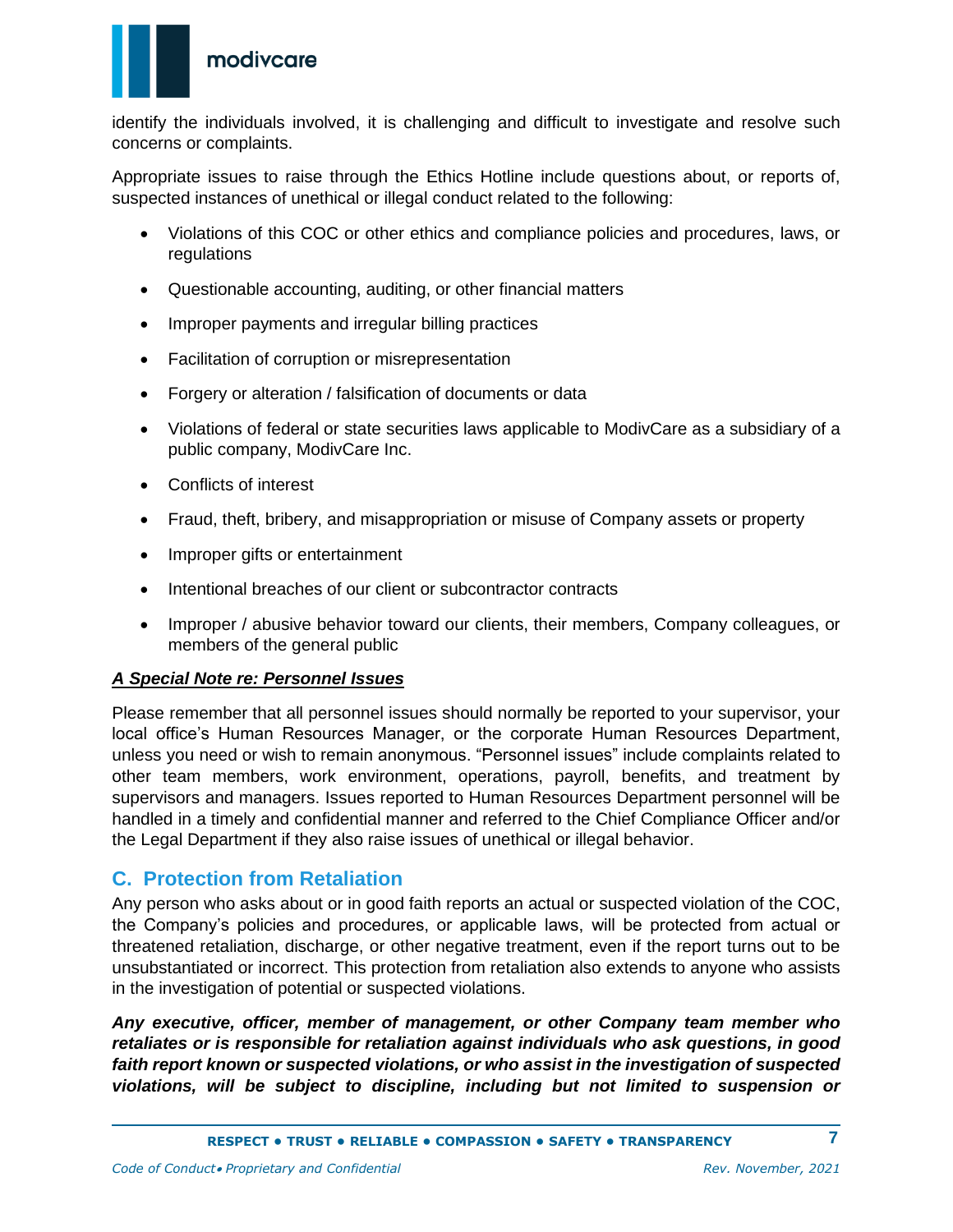identify the individuals involved, it is challenging and difficult to investigate and resolve such concerns or complaints.

Appropriate issues to raise through the Ethics Hotline include questions about, or reports of, suspected instances of unethical or illegal conduct related to the following:

- Violations of this COC or other ethics and compliance policies and procedures, laws, or regulations
- Questionable accounting, auditing, or other financial matters
- Improper payments and irregular billing practices
- Facilitation of corruption or misrepresentation
- Forgery or alteration / falsification of documents or data
- Violations of federal or state securities laws applicable to ModivCare as a subsidiary of a public company, ModivCare Inc.
- Conflicts of interest
- Fraud, theft, bribery, and misappropriation or misuse of Company assets or property
- Improper gifts or entertainment
- Intentional breaches of our client or subcontractor contracts
- Improper / abusive behavior toward our clients, their members, Company colleagues, or members of the general public

***A Special Note re: Personnel Issues***

Please remember that all personnel issues should normally be reported to your supervisor, your local office's Human Resources Manager, or the corporate Human Resources Department, unless you need or wish to remain anonymous. "Personnel issues" include complaints related to other team members, work environment, operations, payroll, benefits, and treatment by supervisors and managers. Issues reported to Human Resources Department personnel will be handled in a timely and confidential manner and referred to the Chief Compliance Officer and/or the Legal Department if they also raise issues of unethical or illegal behavior.

## C. Protection from Retaliation

Any person who asks about or in good faith reports an actual or suspected violation of the COC, the Company's policies and procedures, or applicable laws, will be protected from actual or threatened retaliation, discharge, or other negative treatment, even if the report turns out to be unsubstantiated or incorrect. This protection from retaliation also extends to anyone who assists in the investigation of potential or suspected violations.

***Any executive, officer, member of management, or other Company team member who retaliates or is responsible for retaliation against individuals who ask questions, in good faith report known or suspected violations, or who assist in the investigation of suspected violations, will be subject to discipline, including but not limited to suspension or***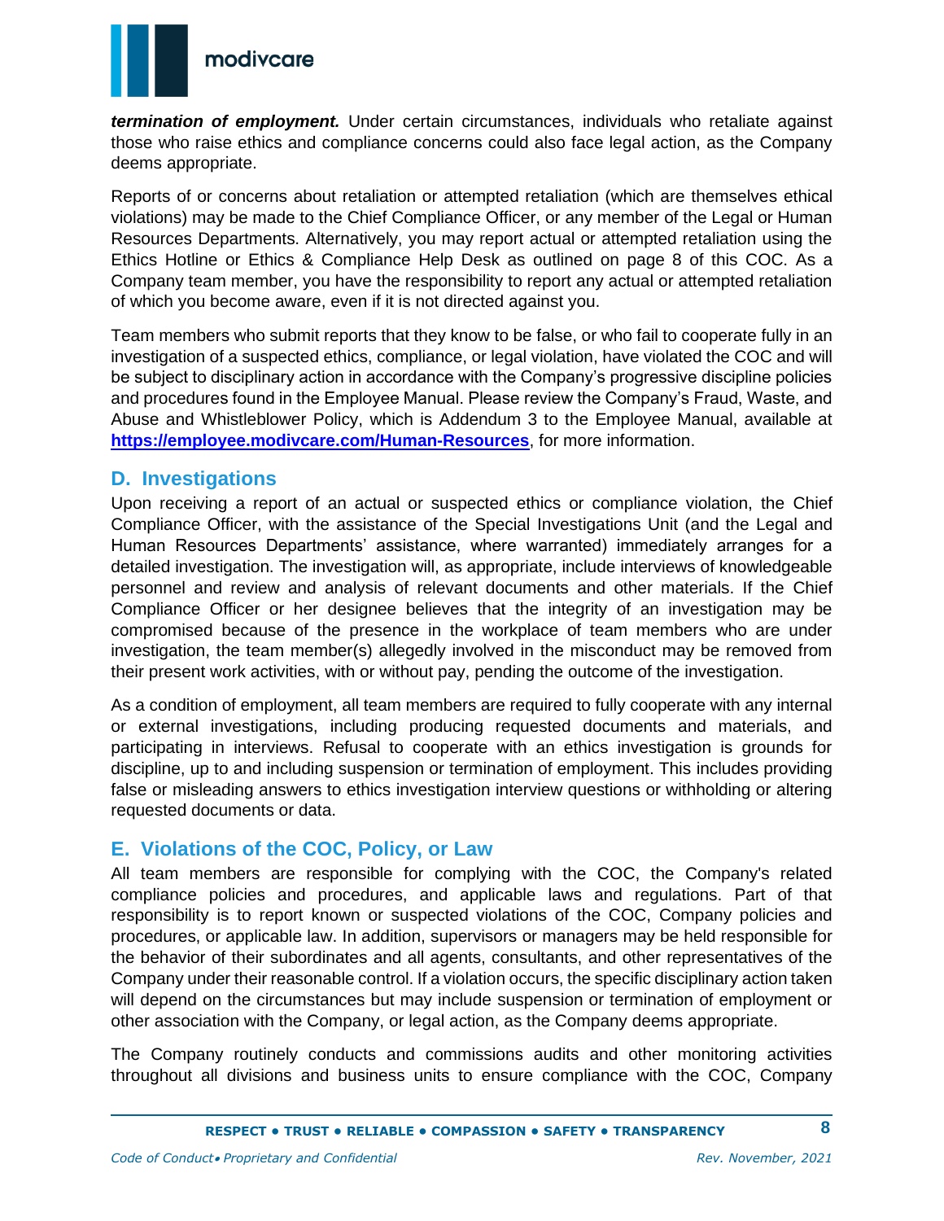***termination of employment.*** Under certain circumstances, individuals who retaliate against those who raise ethics and compliance concerns could also face legal action, as the Company deems appropriate.

Reports of or concerns about retaliation or attempted retaliation (which are themselves ethical violations) may be made to the Chief Compliance Officer, or any member of the Legal or Human Resources Departments. Alternatively, you may report actual or attempted retaliation using the Ethics Hotline or Ethics & Compliance Help Desk as outlined on page 8 of this COC. As a Company team member, you have the responsibility to report any actual or attempted retaliation of which you become aware, even if it is not directed against you.

Team members who submit reports that they know to be false, or who fail to cooperate fully in an investigation of a suspected ethics, compliance, or legal violation, have violated the COC and will be subject to disciplinary action in accordance with the Company's progressive discipline policies and procedures found in the Employee Manual. Please review the Company's Fraud, Waste, and Abuse and Whistleblower Policy, which is Addendum 3 to the Employee Manual, available at **https://employee.modivcare.com/Human-Resources**, for more information.

## D. Investigations

Upon receiving a report of an actual or suspected ethics or compliance violation, the Chief Compliance Officer, with the assistance of the Special Investigations Unit (and the Legal and Human Resources Departments' assistance, where warranted) immediately arranges for a detailed investigation. The investigation will, as appropriate, include interviews of knowledgeable personnel and review and analysis of relevant documents and other materials. If the Chief Compliance Officer or her designee believes that the integrity of an investigation may be compromised because of the presence in the workplace of team members who are under investigation, the team member(s) allegedly involved in the misconduct may be removed from their present work activities, with or without pay, pending the outcome of the investigation.

As a condition of employment, all team members are required to fully cooperate with any internal or external investigations, including producing requested documents and materials, and participating in interviews. Refusal to cooperate with an ethics investigation is grounds for discipline, up to and including suspension or termination of employment. This includes providing false or misleading answers to ethics investigation interview questions or withholding or altering requested documents or data.

## E. Violations of the COC, Policy, or Law

All team members are responsible for complying with the COC, the Company's related compliance policies and procedures, and applicable laws and regulations. Part of that responsibility is to report known or suspected violations of the COC, Company policies and procedures, or applicable law. In addition, supervisors or managers may be held responsible for the behavior of their subordinates and all agents, consultants, and other representatives of the Company under their reasonable control. If a violation occurs, the specific disciplinary action taken will depend on the circumstances but may include suspension or termination of employment or other association with the Company, or legal action, as the Company deems appropriate.

The Company routinely conducts and commissions audits and other monitoring activities throughout all divisions and business units to ensure compliance with the COC, Company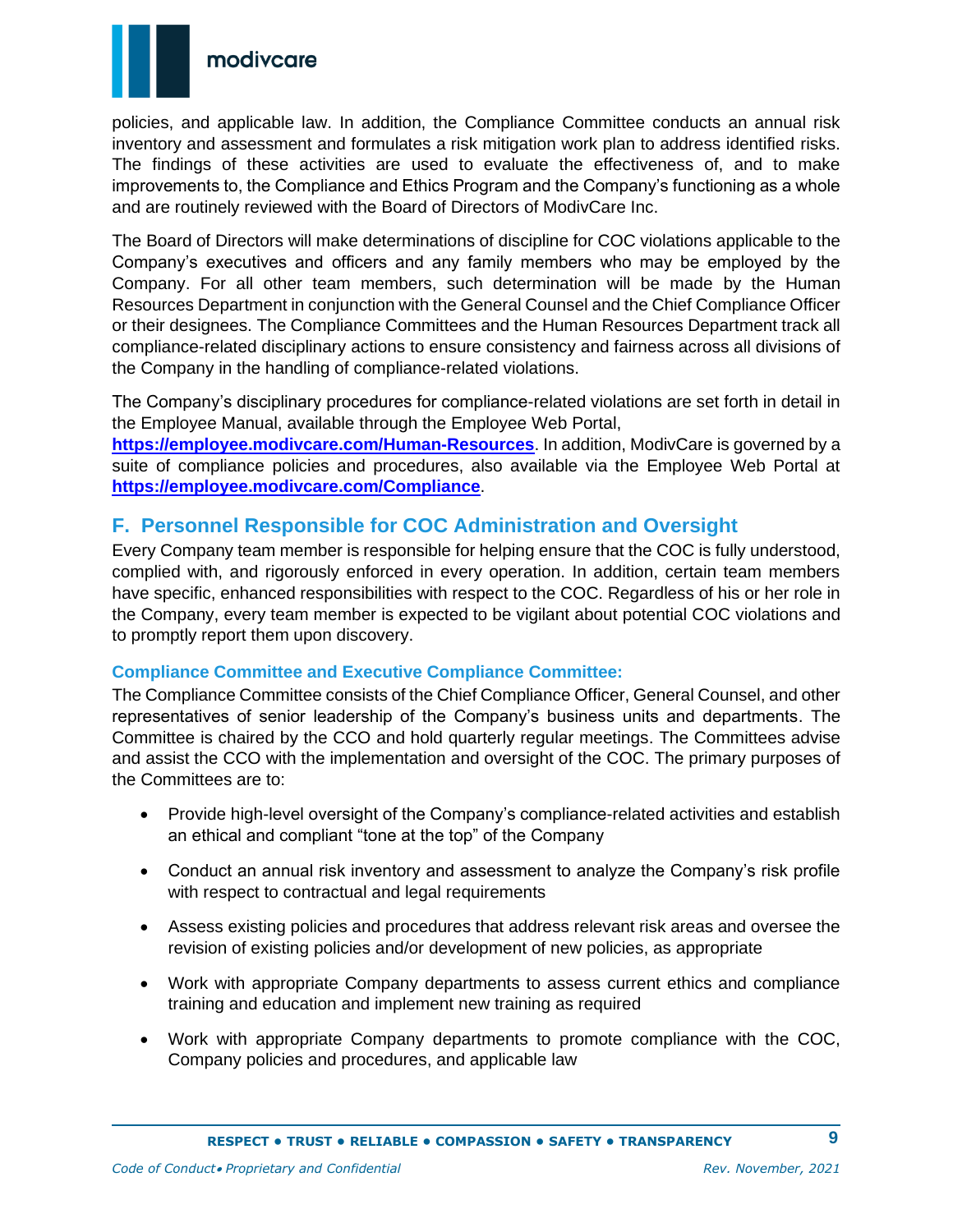policies, and applicable law. In addition, the Compliance Committee conducts an annual risk inventory and assessment and formulates a risk mitigation work plan to address identified risks. The findings of these activities are used to evaluate the effectiveness of, and to make improvements to, the Compliance and Ethics Program and the Company's functioning as a whole and are routinely reviewed with the Board of Directors of ModivCare Inc.

The Board of Directors will make determinations of discipline for COC violations applicable to the Company's executives and officers and any family members who may be employed by the Company. For all other team members, such determination will be made by the Human Resources Department in conjunction with the General Counsel and the Chief Compliance Officer or their designees. The Compliance Committees and the Human Resources Department track all compliance-related disciplinary actions to ensure consistency and fairness across all divisions of the Company in the handling of compliance-related violations.

The Company's disciplinary procedures for compliance-related violations are set forth in detail in the Employee Manual, available through the Employee Web Portal, **https://employee.modivcare.com/Human-Resources**. In addition, ModivCare is governed by a suite of compliance policies and procedures, also available via the Employee Web Portal at **https://employee.modivcare.com/Compliance**.

## F. Personnel Responsible for COC Administration and Oversight

Every Company team member is responsible for helping ensure that the COC is fully understood, complied with, and rigorously enforced in every operation. In addition, certain team members have specific, enhanced responsibilities with respect to the COC. Regardless of his or her role in the Company, every team member is expected to be vigilant about potential COC violations and to promptly report them upon discovery.

### Compliance Committee and Executive Compliance Committee:

The Compliance Committee consists of the Chief Compliance Officer, General Counsel, and other representatives of senior leadership of the Company's business units and departments. The Committee is chaired by the CCO and hold quarterly regular meetings. The Committees advise and assist the CCO with the implementation and oversight of the COC. The primary purposes of the Committees are to:

- Provide high-level oversight of the Company's compliance-related activities and establish an ethical and compliant "tone at the top" of the Company
- Conduct an annual risk inventory and assessment to analyze the Company's risk profile with respect to contractual and legal requirements
- Assess existing policies and procedures that address relevant risk areas and oversee the revision of existing policies and/or development of new policies, as appropriate
- Work with appropriate Company departments to assess current ethics and compliance training and education and implement new training as required
- Work with appropriate Company departments to promote compliance with the COC, Company policies and procedures, and applicable law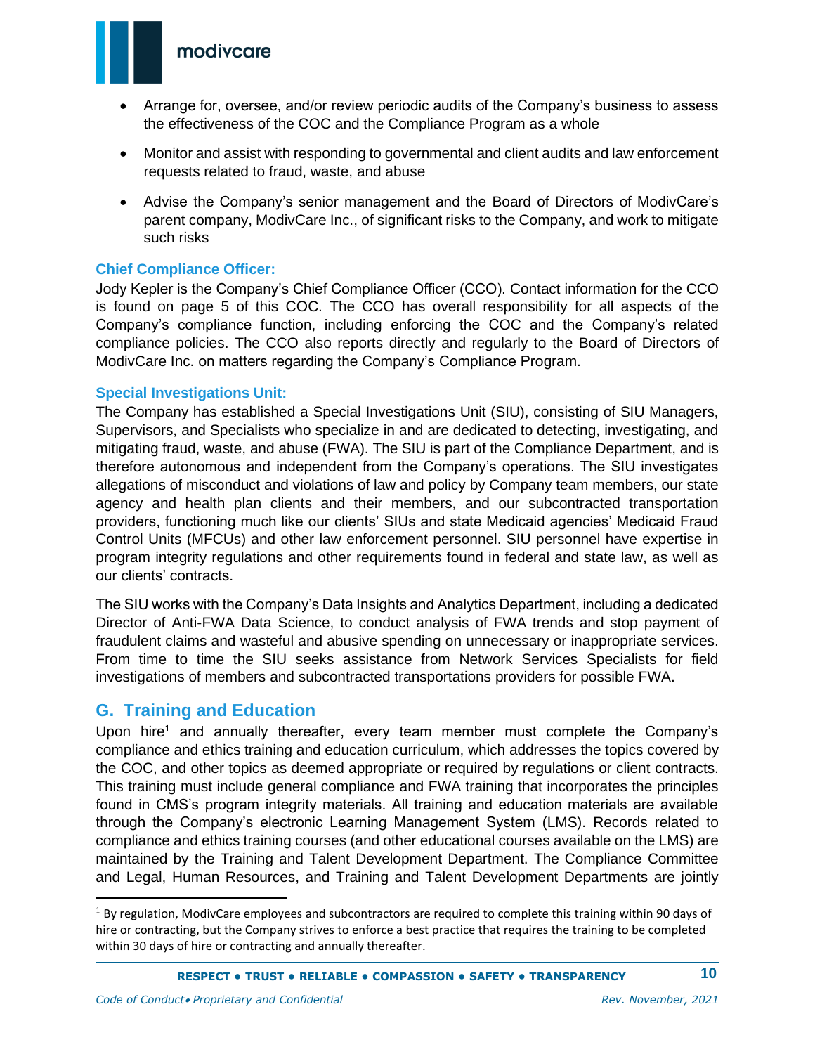- Arrange for, oversee, and/or review periodic audits of the Company's business to assess the effectiveness of the COC and the Compliance Program as a whole
- Monitor and assist with responding to governmental and client audits and law enforcement requests related to fraud, waste, and abuse
- Advise the Company's senior management and the Board of Directors of ModivCare's parent company, ModivCare Inc., of significant risks to the Company, and work to mitigate such risks

### Chief Compliance Officer:

Jody Kepler is the Company's Chief Compliance Officer (CCO). Contact information for the CCO is found on page 5 of this COC. The CCO has overall responsibility for all aspects of the Company's compliance function, including enforcing the COC and the Company's related compliance policies. The CCO also reports directly and regularly to the Board of Directors of ModivCare Inc. on matters regarding the Company's Compliance Program.

### Special Investigations Unit:

The Company has established a Special Investigations Unit (SIU), consisting of SIU Managers, Supervisors, and Specialists who specialize in and are dedicated to detecting, investigating, and mitigating fraud, waste, and abuse (FWA). The SIU is part of the Compliance Department, and is therefore autonomous and independent from the Company's operations. The SIU investigates allegations of misconduct and violations of law and policy by Company team members, our state agency and health plan clients and their members, and our subcontracted transportation providers, functioning much like our clients' SIUs and state Medicaid agencies' Medicaid Fraud Control Units (MFCUs) and other law enforcement personnel. SIU personnel have expertise in program integrity regulations and other requirements found in federal and state law, as well as our clients' contracts.

The SIU works with the Company's Data Insights and Analytics Department, including a dedicated Director of Anti-FWA Data Science, to conduct analysis of FWA trends and stop payment of fraudulent claims and wasteful and abusive spending on unnecessary or inappropriate services. From time to time the SIU seeks assistance from Network Services Specialists for field investigations of members and subcontracted transportations providers for possible FWA.

## G. Training and Education

Upon hire[1] and annually thereafter, every team member must complete the Company's compliance and ethics training and education curriculum, which addresses the topics covered by the COC, and other topics as deemed appropriate or required by regulations or client contracts. This training must include general compliance and FWA training that incorporates the principles found in CMS's program integrity materials. All training and education materials are available through the Company's electronic Learning Management System (LMS). Records related to compliance and ethics training courses (and other educational courses available on the LMS) are maintained by the Training and Talent Development Department. The Compliance Committee and Legal, Human Resources, and Training and Talent Development Departments are jointly

---

[1] By regulation, ModivCare employees and subcontractors are required to complete this training within 90 days of hire or contracting, but the Company strives to enforce a best practice that requires the training to be completed within 30 days of hire or contracting and annually thereafter.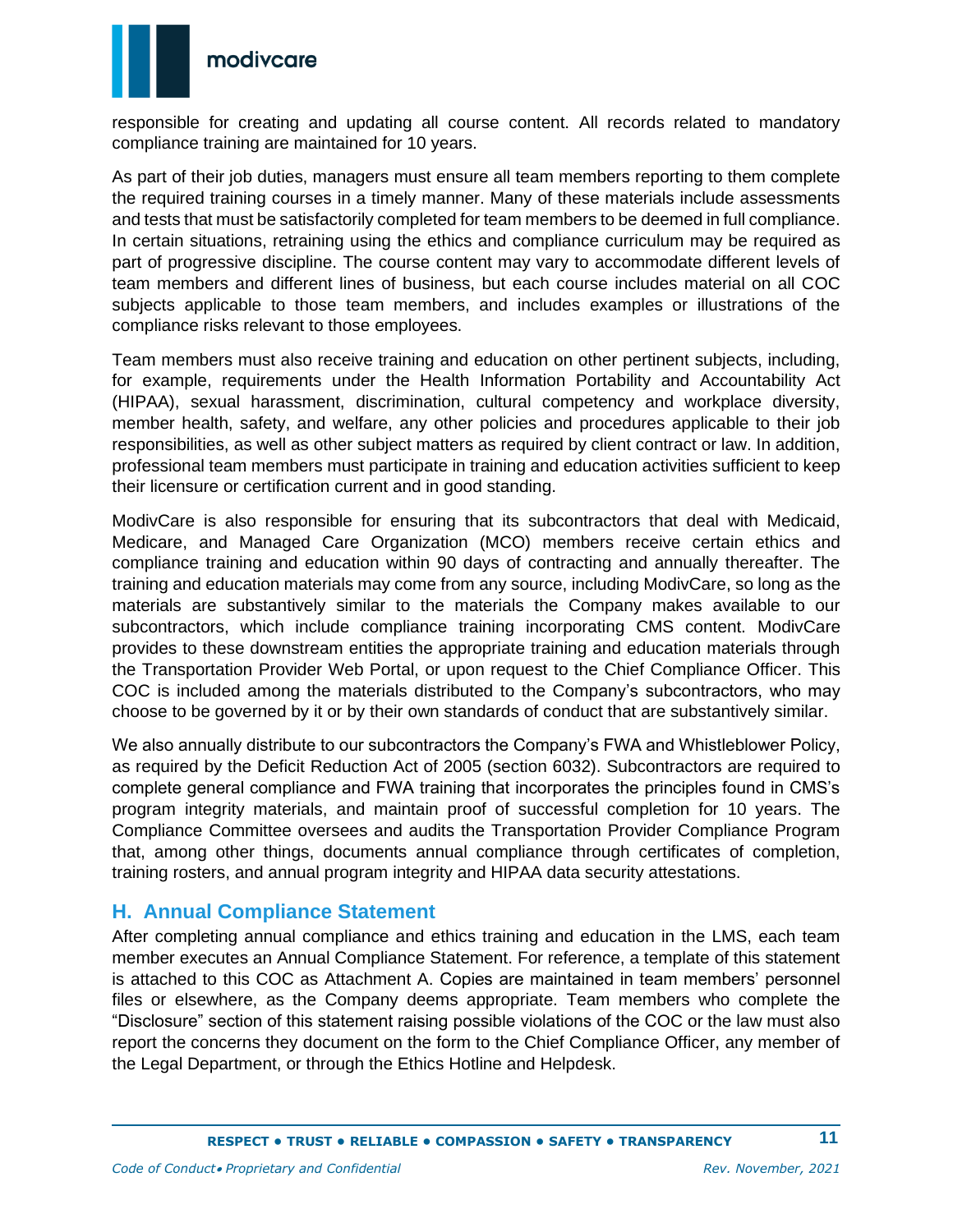responsible for creating and updating all course content. All records related to mandatory compliance training are maintained for 10 years.

As part of their job duties, managers must ensure all team members reporting to them complete the required training courses in a timely manner. Many of these materials include assessments and tests that must be satisfactorily completed for team members to be deemed in full compliance. In certain situations, retraining using the ethics and compliance curriculum may be required as part of progressive discipline. The course content may vary to accommodate different levels of team members and different lines of business, but each course includes material on all COC subjects applicable to those team members, and includes examples or illustrations of the compliance risks relevant to those employees.

Team members must also receive training and education on other pertinent subjects, including, for example, requirements under the Health Information Portability and Accountability Act (HIPAA), sexual harassment, discrimination, cultural competency and workplace diversity, member health, safety, and welfare, any other policies and procedures applicable to their job responsibilities, as well as other subject matters as required by client contract or law. In addition, professional team members must participate in training and education activities sufficient to keep their licensure or certification current and in good standing.

ModivCare is also responsible for ensuring that its subcontractors that deal with Medicaid, Medicare, and Managed Care Organization (MCO) members receive certain ethics and compliance training and education within 90 days of contracting and annually thereafter. The training and education materials may come from any source, including ModivCare, so long as the materials are substantively similar to the materials the Company makes available to our subcontractors, which include compliance training incorporating CMS content. ModivCare provides to these downstream entities the appropriate training and education materials through the Transportation Provider Web Portal, or upon request to the Chief Compliance Officer. This COC is included among the materials distributed to the Company's subcontractors, who may choose to be governed by it or by their own standards of conduct that are substantively similar.

We also annually distribute to our subcontractors the Company's FWA and Whistleblower Policy, as required by the Deficit Reduction Act of 2005 (section 6032). Subcontractors are required to complete general compliance and FWA training that incorporates the principles found in CMS's program integrity materials, and maintain proof of successful completion for 10 years. The Compliance Committee oversees and audits the Transportation Provider Compliance Program that, among other things, documents annual compliance through certificates of completion, training rosters, and annual program integrity and HIPAA data security attestations.

## H. Annual Compliance Statement

After completing annual compliance and ethics training and education in the LMS, each team member executes an Annual Compliance Statement. For reference, a template of this statement is attached to this COC as Attachment A. Copies are maintained in team members' personnel files or elsewhere, as the Company deems appropriate. Team members who complete the "Disclosure" section of this statement raising possible violations of the COC or the law must also report the concerns they document on the form to the Chief Compliance Officer, any member of the Legal Department, or through the Ethics Hotline and Helpdesk.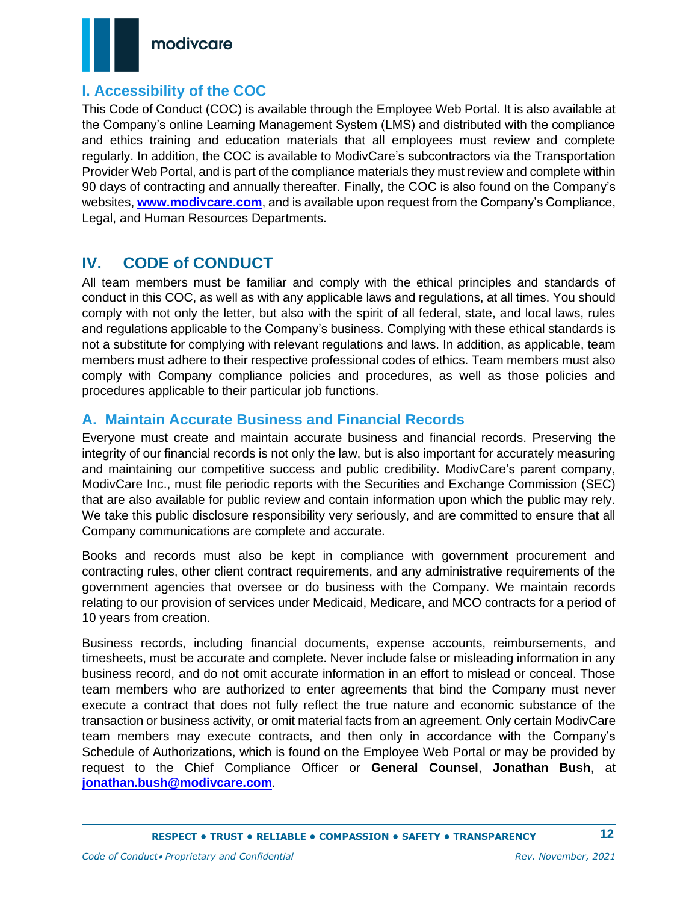## I. Accessibility of the COC

This Code of Conduct (COC) is available through the Employee Web Portal. It is also available at the Company's online Learning Management System (LMS) and distributed with the compliance and ethics training and education materials that all employees must review and complete regularly. In addition, the COC is available to ModivCare's subcontractors via the Transportation Provider Web Portal, and is part of the compliance materials they must review and complete within 90 days of contracting and annually thereafter. Finally, the COC is also found on the Company's websites, **www.modivcare.com**, and is available upon request from the Company's Compliance, Legal, and Human Resources Departments.

# IV. CODE of CONDUCT

All team members must be familiar and comply with the ethical principles and standards of conduct in this COC, as well as with any applicable laws and regulations, at all times. You should comply with not only the letter, but also with the spirit of all federal, state, and local laws, rules and regulations applicable to the Company's business. Complying with these ethical standards is not a substitute for complying with relevant regulations and laws. In addition, as applicable, team members must adhere to their respective professional codes of ethics. Team members must also comply with Company compliance policies and procedures, as well as those policies and procedures applicable to their particular job functions.

## A. Maintain Accurate Business and Financial Records

Everyone must create and maintain accurate business and financial records. Preserving the integrity of our financial records is not only the law, but is also important for accurately measuring and maintaining our competitive success and public credibility. ModivCare's parent company, ModivCare Inc., must file periodic reports with the Securities and Exchange Commission (SEC) that are also available for public review and contain information upon which the public may rely. We take this public disclosure responsibility very seriously, and are committed to ensure that all Company communications are complete and accurate.

Books and records must also be kept in compliance with government procurement and contracting rules, other client contract requirements, and any administrative requirements of the government agencies that oversee or do business with the Company. We maintain records relating to our provision of services under Medicaid, Medicare, and MCO contracts for a period of 10 years from creation.

Business records, including financial documents, expense accounts, reimbursements, and timesheets, must be accurate and complete. Never include false or misleading information in any business record, and do not omit accurate information in an effort to mislead or conceal. Those team members who are authorized to enter agreements that bind the Company must never execute a contract that does not fully reflect the true nature and economic substance of the transaction or business activity, or omit material facts from an agreement. Only certain ModivCare team members may execute contracts, and then only in accordance with the Company's Schedule of Authorizations, which is found on the Employee Web Portal or may be provided by request to the Chief Compliance Officer or **General Counsel**, **Jonathan Bush**, at **jonathan.bush@modivcare.com**.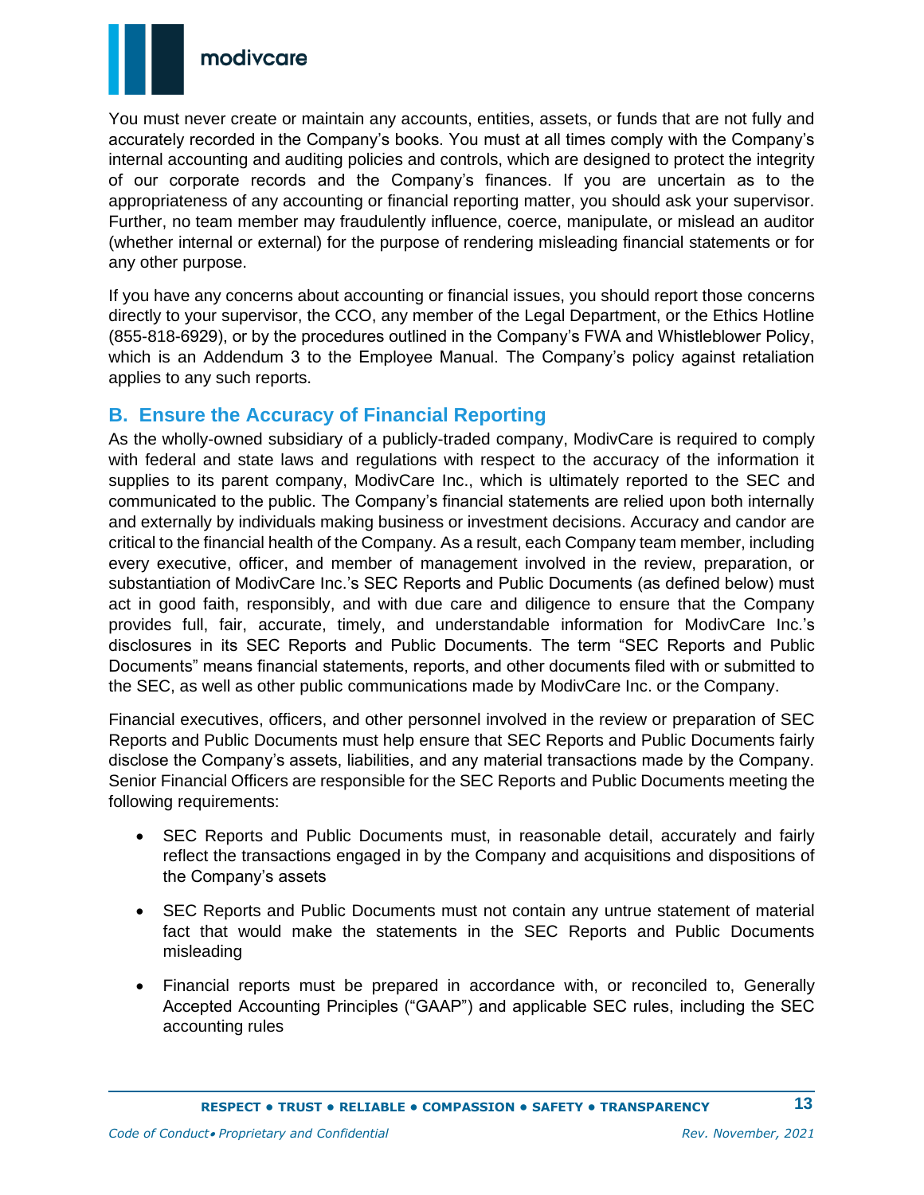You must never create or maintain any accounts, entities, assets, or funds that are not fully and accurately recorded in the Company's books. You must at all times comply with the Company's internal accounting and auditing policies and controls, which are designed to protect the integrity of our corporate records and the Company's finances. If you are uncertain as to the appropriateness of any accounting or financial reporting matter, you should ask your supervisor. Further, no team member may fraudulently influence, coerce, manipulate, or mislead an auditor (whether internal or external) for the purpose of rendering misleading financial statements or for any other purpose.

If you have any concerns about accounting or financial issues, you should report those concerns directly to your supervisor, the CCO, any member of the Legal Department, or the Ethics Hotline (855-818-6929), or by the procedures outlined in the Company's FWA and Whistleblower Policy, which is an Addendum 3 to the Employee Manual. The Company's policy against retaliation applies to any such reports.

## B. Ensure the Accuracy of Financial Reporting

As the wholly-owned subsidiary of a publicly-traded company, ModivCare is required to comply with federal and state laws and regulations with respect to the accuracy of the information it supplies to its parent company, ModivCare Inc., which is ultimately reported to the SEC and communicated to the public. The Company's financial statements are relied upon both internally and externally by individuals making business or investment decisions. Accuracy and candor are critical to the financial health of the Company. As a result, each Company team member, including every executive, officer, and member of management involved in the review, preparation, or substantiation of ModivCare Inc.'s SEC Reports and Public Documents (as defined below) must act in good faith, responsibly, and with due care and diligence to ensure that the Company provides full, fair, accurate, timely, and understandable information for ModivCare Inc.'s disclosures in its SEC Reports and Public Documents. The term "SEC Reports and Public Documents" means financial statements, reports, and other documents filed with or submitted to the SEC, as well as other public communications made by ModivCare Inc. or the Company.

Financial executives, officers, and other personnel involved in the review or preparation of SEC Reports and Public Documents must help ensure that SEC Reports and Public Documents fairly disclose the Company's assets, liabilities, and any material transactions made by the Company. Senior Financial Officers are responsible for the SEC Reports and Public Documents meeting the following requirements:

- SEC Reports and Public Documents must, in reasonable detail, accurately and fairly reflect the transactions engaged in by the Company and acquisitions and dispositions of the Company's assets
- SEC Reports and Public Documents must not contain any untrue statement of material fact that would make the statements in the SEC Reports and Public Documents misleading
- Financial reports must be prepared in accordance with, or reconciled to, Generally Accepted Accounting Principles ("GAAP") and applicable SEC rules, including the SEC accounting rules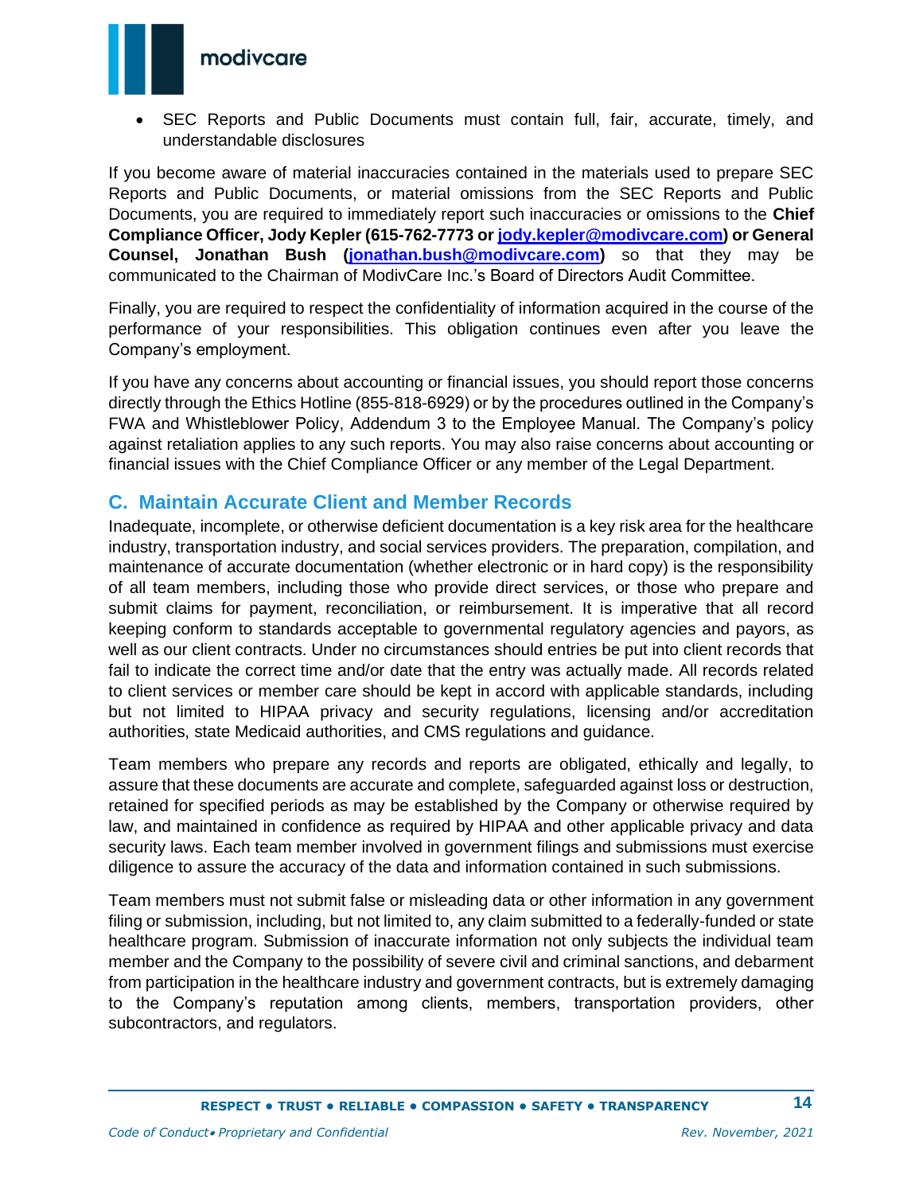- SEC Reports and Public Documents must contain full, fair, accurate, timely, and understandable disclosures

If you become aware of material inaccuracies contained in the materials used to prepare SEC Reports and Public Documents, or material omissions from the SEC Reports and Public Documents, you are required to immediately report such inaccuracies or omissions to the **Chief Compliance Officer, Jody Kepler (615-762-7773 or [jody.kepler@modivcare.com](mailto:jody.kepler@modivcare.com)) or General Counsel, Jonathan Bush ([jonathan.bush@modivcare.com](mailto:jonathan.bush@modivcare.com))** so that they may be communicated to the Chairman of ModivCare Inc.'s Board of Directors Audit Committee.

Finally, you are required to respect the confidentiality of information acquired in the course of the performance of your responsibilities. This obligation continues even after you leave the Company's employment.

If you have any concerns about accounting or financial issues, you should report those concerns directly through the Ethics Hotline (855-818-6929) or by the procedures outlined in the Company's FWA and Whistleblower Policy, Addendum 3 to the Employee Manual. The Company's policy against retaliation applies to any such reports. You may also raise concerns about accounting or financial issues with the Chief Compliance Officer or any member of the Legal Department.

## C. Maintain Accurate Client and Member Records

Inadequate, incomplete, or otherwise deficient documentation is a key risk area for the healthcare industry, transportation industry, and social services providers. The preparation, compilation, and maintenance of accurate documentation (whether electronic or in hard copy) is the responsibility of all team members, including those who provide direct services, or those who prepare and submit claims for payment, reconciliation, or reimbursement. It is imperative that all record keeping conform to standards acceptable to governmental regulatory agencies and payors, as well as our client contracts. Under no circumstances should entries be put into client records that fail to indicate the correct time and/or date that the entry was actually made. All records related to client services or member care should be kept in accord with applicable standards, including but not limited to HIPAA privacy and security regulations, licensing and/or accreditation authorities, state Medicaid authorities, and CMS regulations and guidance.

Team members who prepare any records and reports are obligated, ethically and legally, to assure that these documents are accurate and complete, safeguarded against loss or destruction, retained for specified periods as may be established by the Company or otherwise required by law, and maintained in confidence as required by HIPAA and other applicable privacy and data security laws. Each team member involved in government filings and submissions must exercise diligence to assure the accuracy of the data and information contained in such submissions.

Team members must not submit false or misleading data or other information in any government filing or submission, including, but not limited to, any claim submitted to a federally-funded or state healthcare program. Submission of inaccurate information not only subjects the individual team member and the Company to the possibility of severe civil and criminal sanctions, and debarment from participation in the healthcare industry and government contracts, but is extremely damaging to the Company's reputation among clients, members, transportation providers, other subcontractors, and regulators.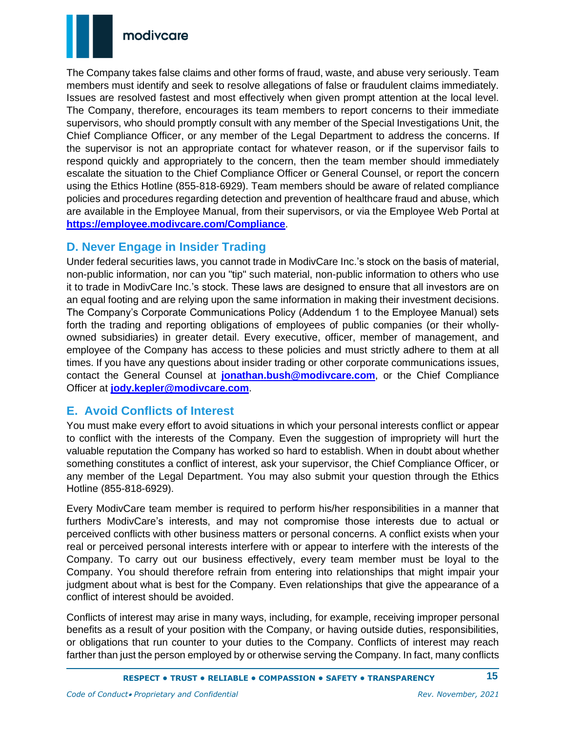The Company takes false claims and other forms of fraud, waste, and abuse very seriously. Team members must identify and seek to resolve allegations of false or fraudulent claims immediately. Issues are resolved fastest and most effectively when given prompt attention at the local level. The Company, therefore, encourages its team members to report concerns to their immediate supervisors, who should promptly consult with any member of the Special Investigations Unit, the Chief Compliance Officer, or any member of the Legal Department to address the concerns. If the supervisor is not an appropriate contact for whatever reason, or if the supervisor fails to respond quickly and appropriately to the concern, then the team member should immediately escalate the situation to the Chief Compliance Officer or General Counsel, or report the concern using the Ethics Hotline (855-818-6929). Team members should be aware of related compliance policies and procedures regarding detection and prevention of healthcare fraud and abuse, which are available in the Employee Manual, from their supervisors, or via the Employee Web Portal at **https://employee.modivcare.com/Compliance**.

## D. Never Engage in Insider Trading

Under federal securities laws, you cannot trade in ModivCare Inc.'s stock on the basis of material, non-public information, nor can you "tip" such material, non-public information to others who use it to trade in ModivCare Inc.'s stock. These laws are designed to ensure that all investors are on an equal footing and are relying upon the same information in making their investment decisions. The Company's Corporate Communications Policy (Addendum 1 to the Employee Manual) sets forth the trading and reporting obligations of employees of public companies (or their wholly-owned subsidiaries) in greater detail. Every executive, officer, member of management, and employee of the Company has access to these policies and must strictly adhere to them at all times. If you have any questions about insider trading or other corporate communications issues, contact the General Counsel at **jonathan.bush@modivcare.com**, or the Chief Compliance Officer at **jody.kepler@modivcare.com**.

## E. Avoid Conflicts of Interest

You must make every effort to avoid situations in which your personal interests conflict or appear to conflict with the interests of the Company. Even the suggestion of impropriety will hurt the valuable reputation the Company has worked so hard to establish. When in doubt about whether something constitutes a conflict of interest, ask your supervisor, the Chief Compliance Officer, or any member of the Legal Department. You may also submit your question through the Ethics Hotline (855-818-6929).

Every ModivCare team member is required to perform his/her responsibilities in a manner that furthers ModivCare's interests, and may not compromise those interests due to actual or perceived conflicts with other business matters or personal concerns. A conflict exists when your real or perceived personal interests interfere with or appear to interfere with the interests of the Company. To carry out our business effectively, every team member must be loyal to the Company. You should therefore refrain from entering into relationships that might impair your judgment about what is best for the Company. Even relationships that give the appearance of a conflict of interest should be avoided.

Conflicts of interest may arise in many ways, including, for example, receiving improper personal benefits as a result of your position with the Company, or having outside duties, responsibilities, or obligations that run counter to your duties to the Company. Conflicts of interest may reach farther than just the person employed by or otherwise serving the Company. In fact, many conflicts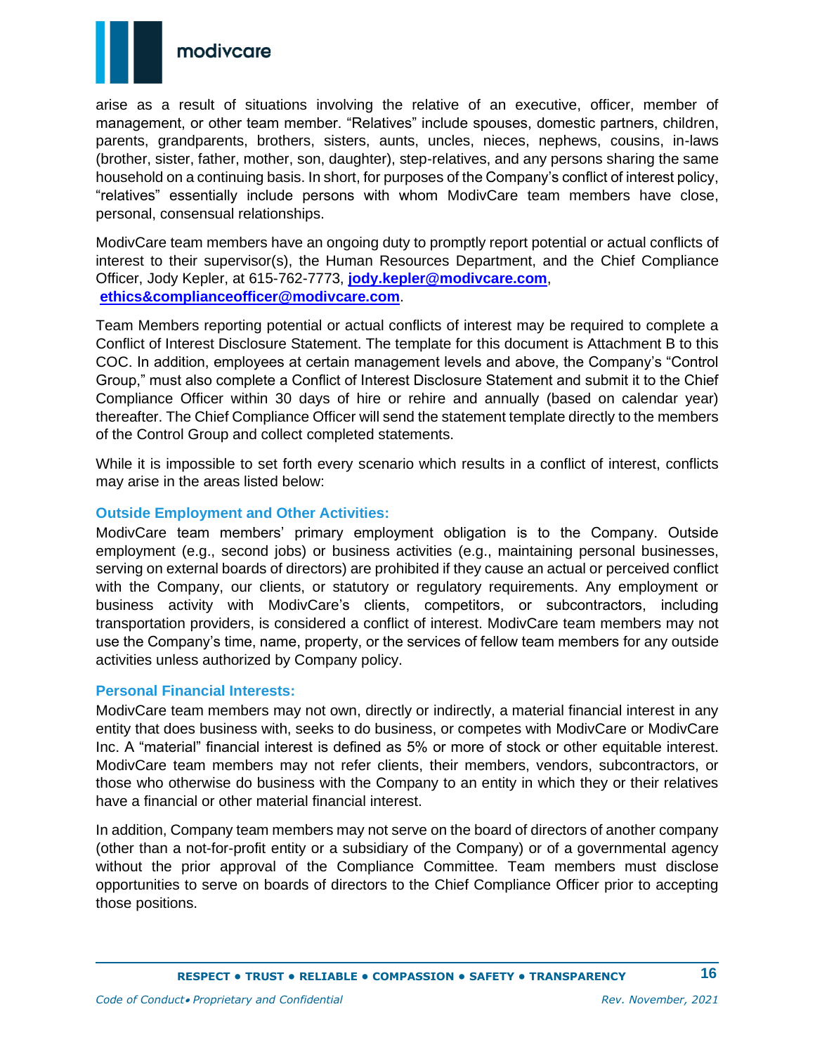arise as a result of situations involving the relative of an executive, officer, member of management, or other team member. “Relatives” include spouses, domestic partners, children, parents, grandparents, brothers, sisters, aunts, uncles, nieces, nephews, cousins, in-laws (brother, sister, father, mother, son, daughter), step-relatives, and any persons sharing the same household on a continuing basis. In short, for purposes of the Company’s conflict of interest policy, “relatives” essentially include persons with whom ModivCare team members have close, personal, consensual relationships.

ModivCare team members have an ongoing duty to promptly report potential or actual conflicts of interest to their supervisor(s), the Human Resources Department, and the Chief Compliance Officer, Jody Kepler, at 615-762-7773, **jody.kepler@modivcare.com**, **ethics&complianceofficer@modivcare.com**.

Team Members reporting potential or actual conflicts of interest may be required to complete a Conflict of Interest Disclosure Statement. The template for this document is Attachment B to this COC. In addition, employees at certain management levels and above, the Company’s “Control Group,” must also complete a Conflict of Interest Disclosure Statement and submit it to the Chief Compliance Officer within 30 days of hire or rehire and annually (based on calendar year) thereafter. The Chief Compliance Officer will send the statement template directly to the members of the Control Group and collect completed statements.

While it is impossible to set forth every scenario which results in a conflict of interest, conflicts may arise in the areas listed below:

### Outside Employment and Other Activities:

ModivCare team members’ primary employment obligation is to the Company. Outside employment (e.g., second jobs) or business activities (e.g., maintaining personal businesses, serving on external boards of directors) are prohibited if they cause an actual or perceived conflict with the Company, our clients, or statutory or regulatory requirements. Any employment or business activity with ModivCare’s clients, competitors, or subcontractors, including transportation providers, is considered a conflict of interest. ModivCare team members may not use the Company’s time, name, property, or the services of fellow team members for any outside activities unless authorized by Company policy.

### Personal Financial Interests:

ModivCare team members may not own, directly or indirectly, a material financial interest in any entity that does business with, seeks to do business, or competes with ModivCare or ModivCare Inc. A “material” financial interest is defined as 5% or more of stock or other equitable interest. ModivCare team members may not refer clients, their members, vendors, subcontractors, or those who otherwise do business with the Company to an entity in which they or their relatives have a financial or other material financial interest.

In addition, Company team members may not serve on the board of directors of another company (other than a not-for-profit entity or a subsidiary of the Company) or of a governmental agency without the prior approval of the Compliance Committee. Team members must disclose opportunities to serve on boards of directors to the Chief Compliance Officer prior to accepting those positions.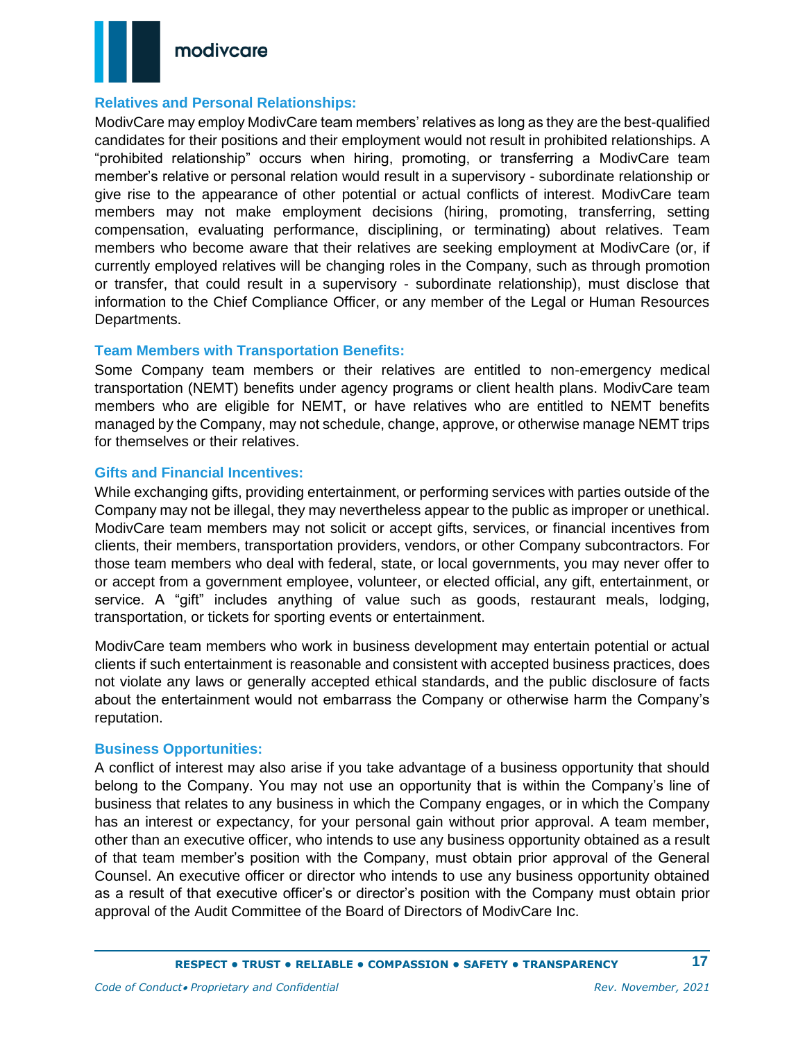### Relatives and Personal Relationships:

ModivCare may employ ModivCare team members' relatives as long as they are the best-qualified candidates for their positions and their employment would not result in prohibited relationships. A "prohibited relationship" occurs when hiring, promoting, or transferring a ModivCare team member's relative or personal relation would result in a supervisory - subordinate relationship or give rise to the appearance of other potential or actual conflicts of interest. ModivCare team members may not make employment decisions (hiring, promoting, transferring, setting compensation, evaluating performance, disciplining, or terminating) about relatives. Team members who become aware that their relatives are seeking employment at ModivCare (or, if currently employed relatives will be changing roles in the Company, such as through promotion or transfer, that could result in a supervisory - subordinate relationship), must disclose that information to the Chief Compliance Officer, or any member of the Legal or Human Resources Departments.

### Team Members with Transportation Benefits:

Some Company team members or their relatives are entitled to non-emergency medical transportation (NEMT) benefits under agency programs or client health plans. ModivCare team members who are eligible for NEMT, or have relatives who are entitled to NEMT benefits managed by the Company, may not schedule, change, approve, or otherwise manage NEMT trips for themselves or their relatives.

### Gifts and Financial Incentives:

While exchanging gifts, providing entertainment, or performing services with parties outside of the Company may not be illegal, they may nevertheless appear to the public as improper or unethical. ModivCare team members may not solicit or accept gifts, services, or financial incentives from clients, their members, transportation providers, vendors, or other Company subcontractors. For those team members who deal with federal, state, or local governments, you may never offer to or accept from a government employee, volunteer, or elected official, any gift, entertainment, or service. A "gift" includes anything of value such as goods, restaurant meals, lodging, transportation, or tickets for sporting events or entertainment.

ModivCare team members who work in business development may entertain potential or actual clients if such entertainment is reasonable and consistent with accepted business practices, does not violate any laws or generally accepted ethical standards, and the public disclosure of facts about the entertainment would not embarrass the Company or otherwise harm the Company's reputation.

### Business Opportunities:

A conflict of interest may also arise if you take advantage of a business opportunity that should belong to the Company. You may not use an opportunity that is within the Company's line of business that relates to any business in which the Company engages, or in which the Company has an interest or expectancy, for your personal gain without prior approval. A team member, other than an executive officer, who intends to use any business opportunity obtained as a result of that team member's position with the Company, must obtain prior approval of the General Counsel. An executive officer or director who intends to use any business opportunity obtained as a result of that executive officer's or director's position with the Company must obtain prior approval of the Audit Committee of the Board of Directors of ModivCare Inc.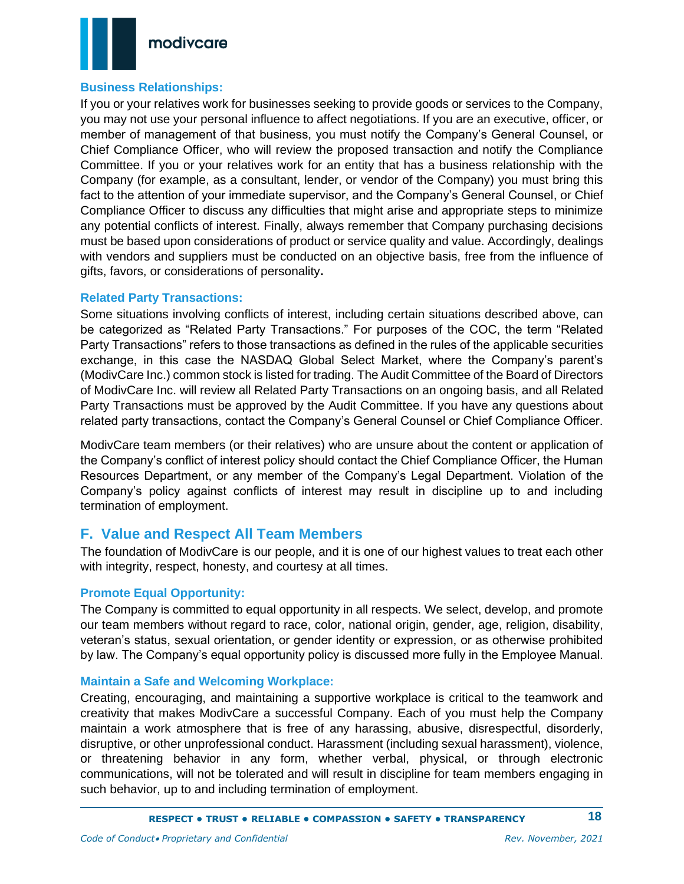### Business Relationships:

If you or your relatives work for businesses seeking to provide goods or services to the Company, you may not use your personal influence to affect negotiations. If you are an executive, officer, or member of management of that business, you must notify the Company's General Counsel, or Chief Compliance Officer, who will review the proposed transaction and notify the Compliance Committee. If you or your relatives work for an entity that has a business relationship with the Company (for example, as a consultant, lender, or vendor of the Company) you must bring this fact to the attention of your immediate supervisor, and the Company's General Counsel, or Chief Compliance Officer to discuss any difficulties that might arise and appropriate steps to minimize any potential conflicts of interest. Finally, always remember that Company purchasing decisions must be based upon considerations of product or service quality and value. Accordingly, dealings with vendors and suppliers must be conducted on an objective basis, free from the influence of gifts, favors, or considerations of personality.

### Related Party Transactions:

Some situations involving conflicts of interest, including certain situations described above, can be categorized as "Related Party Transactions." For purposes of the COC, the term "Related Party Transactions" refers to those transactions as defined in the rules of the applicable securities exchange, in this case the NASDAQ Global Select Market, where the Company's parent's (ModivCare Inc.) common stock is listed for trading. The Audit Committee of the Board of Directors of ModivCare Inc. will review all Related Party Transactions on an ongoing basis, and all Related Party Transactions must be approved by the Audit Committee. If you have any questions about related party transactions, contact the Company's General Counsel or Chief Compliance Officer.

ModivCare team members (or their relatives) who are unsure about the content or application of the Company's conflict of interest policy should contact the Chief Compliance Officer, the Human Resources Department, or any member of the Company's Legal Department. Violation of the Company's policy against conflicts of interest may result in discipline up to and including termination of employment.

## F. Value and Respect All Team Members

The foundation of ModivCare is our people, and it is one of our highest values to treat each other with integrity, respect, honesty, and courtesy at all times.

### Promote Equal Opportunity:

The Company is committed to equal opportunity in all respects. We select, develop, and promote our team members without regard to race, color, national origin, gender, age, religion, disability, veteran's status, sexual orientation, or gender identity or expression, or as otherwise prohibited by law. The Company's equal opportunity policy is discussed more fully in the Employee Manual.

### Maintain a Safe and Welcoming Workplace:

Creating, encouraging, and maintaining a supportive workplace is critical to the teamwork and creativity that makes ModivCare a successful Company. Each of you must help the Company maintain a work atmosphere that is free of any harassing, abusive, disrespectful, disorderly, disruptive, or other unprofessional conduct. Harassment (including sexual harassment), violence, or threatening behavior in any form, whether verbal, physical, or through electronic communications, will not be tolerated and will result in discipline for team members engaging in such behavior, up to and including termination of employment.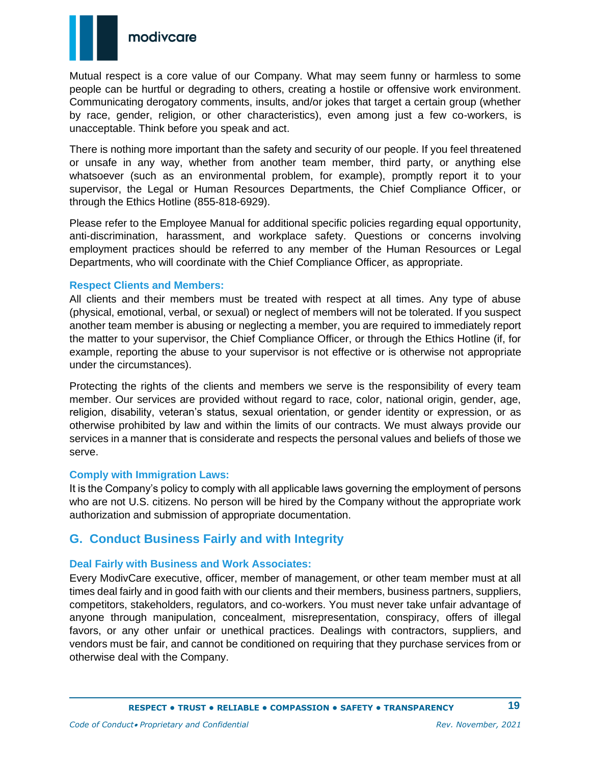Mutual respect is a core value of our Company. What may seem funny or harmless to some people can be hurtful or degrading to others, creating a hostile or offensive work environment. Communicating derogatory comments, insults, and/or jokes that target a certain group (whether by race, gender, religion, or other characteristics), even among just a few co-workers, is unacceptable. Think before you speak and act.

There is nothing more important than the safety and security of our people. If you feel threatened or unsafe in any way, whether from another team member, third party, or anything else whatsoever (such as an environmental problem, for example), promptly report it to your supervisor, the Legal or Human Resources Departments, the Chief Compliance Officer, or through the Ethics Hotline (855-818-6929).

Please refer to the Employee Manual for additional specific policies regarding equal opportunity, anti-discrimination, harassment, and workplace safety. Questions or concerns involving employment practices should be referred to any member of the Human Resources or Legal Departments, who will coordinate with the Chief Compliance Officer, as appropriate.

### Respect Clients and Members:

All clients and their members must be treated with respect at all times. Any type of abuse (physical, emotional, verbal, or sexual) or neglect of members will not be tolerated. If you suspect another team member is abusing or neglecting a member, you are required to immediately report the matter to your supervisor, the Chief Compliance Officer, or through the Ethics Hotline (if, for example, reporting the abuse to your supervisor is not effective or is otherwise not appropriate under the circumstances).

Protecting the rights of the clients and members we serve is the responsibility of every team member. Our services are provided without regard to race, color, national origin, gender, age, religion, disability, veteran's status, sexual orientation, or gender identity or expression, or as otherwise prohibited by law and within the limits of our contracts. We must always provide our services in a manner that is considerate and respects the personal values and beliefs of those we serve.

### Comply with Immigration Laws:

It is the Company's policy to comply with all applicable laws governing the employment of persons who are not U.S. citizens. No person will be hired by the Company without the appropriate work authorization and submission of appropriate documentation.

## G. Conduct Business Fairly and with Integrity

### Deal Fairly with Business and Work Associates:

Every ModivCare executive, officer, member of management, or other team member must at all times deal fairly and in good faith with our clients and their members, business partners, suppliers, competitors, stakeholders, regulators, and co-workers. You must never take unfair advantage of anyone through manipulation, concealment, misrepresentation, conspiracy, offers of illegal favors, or any other unfair or unethical practices. Dealings with contractors, suppliers, and vendors must be fair, and cannot be conditioned on requiring that they purchase services from or otherwise deal with the Company.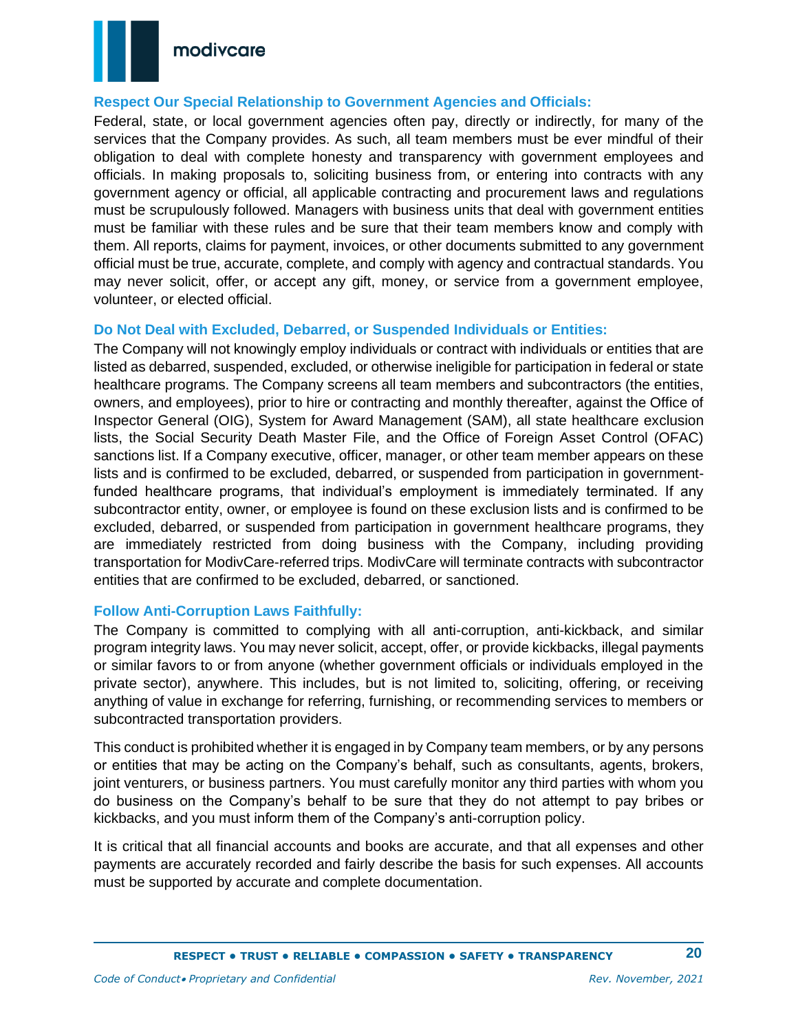### Respect Our Special Relationship to Government Agencies and Officials:

Federal, state, or local government agencies often pay, directly or indirectly, for many of the services that the Company provides. As such, all team members must be ever mindful of their obligation to deal with complete honesty and transparency with government employees and officials. In making proposals to, soliciting business from, or entering into contracts with any government agency or official, all applicable contracting and procurement laws and regulations must be scrupulously followed. Managers with business units that deal with government entities must be familiar with these rules and be sure that their team members know and comply with them. All reports, claims for payment, invoices, or other documents submitted to any government official must be true, accurate, complete, and comply with agency and contractual standards. You may never solicit, offer, or accept any gift, money, or service from a government employee, volunteer, or elected official.

### Do Not Deal with Excluded, Debarred, or Suspended Individuals or Entities:

The Company will not knowingly employ individuals or contract with individuals or entities that are listed as debarred, suspended, excluded, or otherwise ineligible for participation in federal or state healthcare programs. The Company screens all team members and subcontractors (the entities, owners, and employees), prior to hire or contracting and monthly thereafter, against the Office of Inspector General (OIG), System for Award Management (SAM), all state healthcare exclusion lists, the Social Security Death Master File, and the Office of Foreign Asset Control (OFAC) sanctions list. If a Company executive, officer, manager, or other team member appears on these lists and is confirmed to be excluded, debarred, or suspended from participation in government-funded healthcare programs, that individual's employment is immediately terminated. If any subcontractor entity, owner, or employee is found on these exclusion lists and is confirmed to be excluded, debarred, or suspended from participation in government healthcare programs, they are immediately restricted from doing business with the Company, including providing transportation for ModivCare-referred trips. ModivCare will terminate contracts with subcontractor entities that are confirmed to be excluded, debarred, or sanctioned.

### Follow Anti-Corruption Laws Faithfully:

The Company is committed to complying with all anti-corruption, anti-kickback, and similar program integrity laws. You may never solicit, accept, offer, or provide kickbacks, illegal payments or similar favors to or from anyone (whether government officials or individuals employed in the private sector), anywhere. This includes, but is not limited to, soliciting, offering, or receiving anything of value in exchange for referring, furnishing, or recommending services to members or subcontracted transportation providers.

This conduct is prohibited whether it is engaged in by Company team members, or by any persons or entities that may be acting on the Company's behalf, such as consultants, agents, brokers, joint venturers, or business partners. You must carefully monitor any third parties with whom you do business on the Company's behalf to be sure that they do not attempt to pay bribes or kickbacks, and you must inform them of the Company's anti-corruption policy.

It is critical that all financial accounts and books are accurate, and that all expenses and other payments are accurately recorded and fairly describe the basis for such expenses. All accounts must be supported by accurate and complete documentation.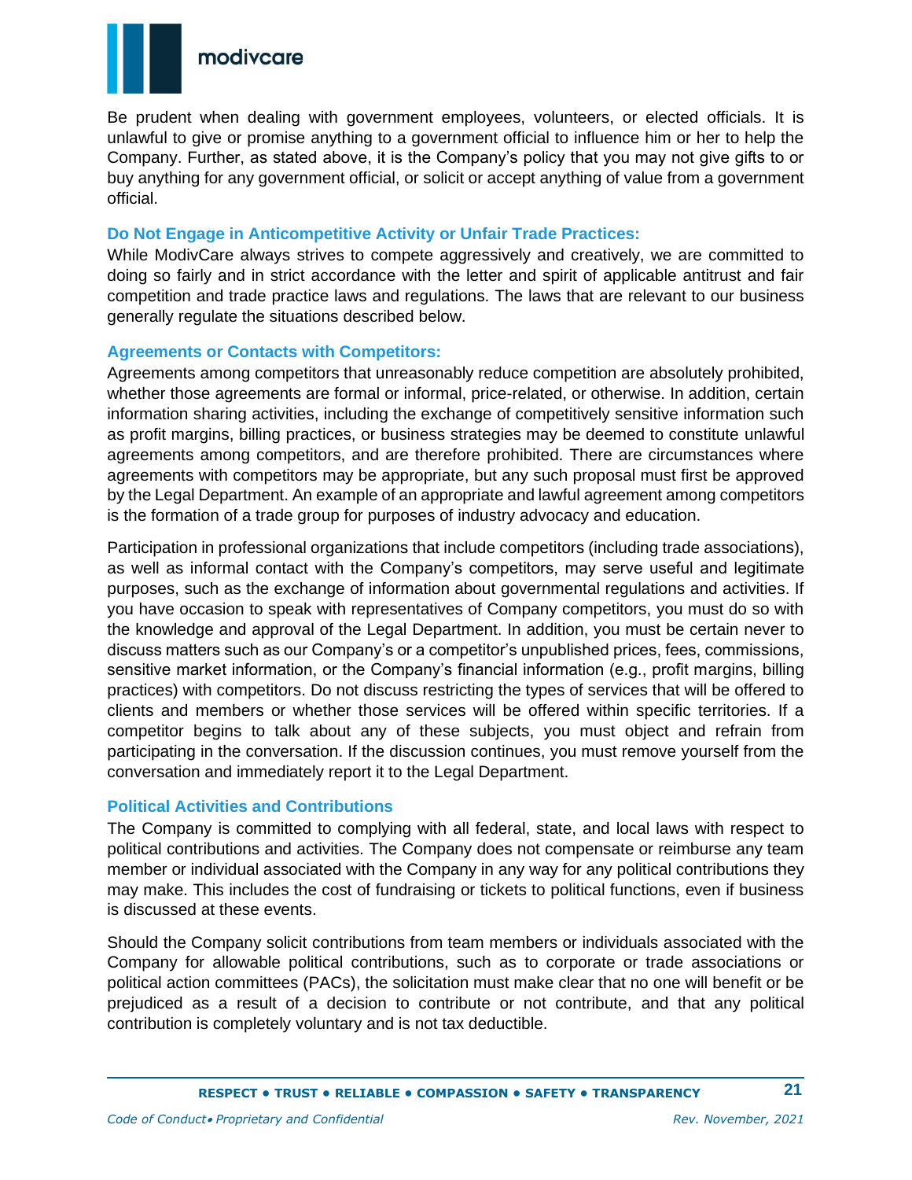Be prudent when dealing with government employees, volunteers, or elected officials. It is unlawful to give or promise anything to a government official to influence him or her to help the Company. Further, as stated above, it is the Company's policy that you may not give gifts to or buy anything for any government official, or solicit or accept anything of value from a government official.

### Do Not Engage in Anticompetitive Activity or Unfair Trade Practices:

While ModivCare always strives to compete aggressively and creatively, we are committed to doing so fairly and in strict accordance with the letter and spirit of applicable antitrust and fair competition and trade practice laws and regulations. The laws that are relevant to our business generally regulate the situations described below.

### Agreements or Contacts with Competitors:

Agreements among competitors that unreasonably reduce competition are absolutely prohibited, whether those agreements are formal or informal, price-related, or otherwise. In addition, certain information sharing activities, including the exchange of competitively sensitive information such as profit margins, billing practices, or business strategies may be deemed to constitute unlawful agreements among competitors, and are therefore prohibited. There are circumstances where agreements with competitors may be appropriate, but any such proposal must first be approved by the Legal Department. An example of an appropriate and lawful agreement among competitors is the formation of a trade group for purposes of industry advocacy and education.

Participation in professional organizations that include competitors (including trade associations), as well as informal contact with the Company's competitors, may serve useful and legitimate purposes, such as the exchange of information about governmental regulations and activities. If you have occasion to speak with representatives of Company competitors, you must do so with the knowledge and approval of the Legal Department. In addition, you must be certain never to discuss matters such as our Company's or a competitor's unpublished prices, fees, commissions, sensitive market information, or the Company's financial information (e.g., profit margins, billing practices) with competitors. Do not discuss restricting the types of services that will be offered to clients and members or whether those services will be offered within specific territories. If a competitor begins to talk about any of these subjects, you must object and refrain from participating in the conversation. If the discussion continues, you must remove yourself from the conversation and immediately report it to the Legal Department.

### Political Activities and Contributions

The Company is committed to complying with all federal, state, and local laws with respect to political contributions and activities. The Company does not compensate or reimburse any team member or individual associated with the Company in any way for any political contributions they may make. This includes the cost of fundraising or tickets to political functions, even if business is discussed at these events.

Should the Company solicit contributions from team members or individuals associated with the Company for allowable political contributions, such as to corporate or trade associations or political action committees (PACs), the solicitation must make clear that no one will benefit or be prejudiced as a result of a decision to contribute or not contribute, and that any political contribution is completely voluntary and is not tax deductible.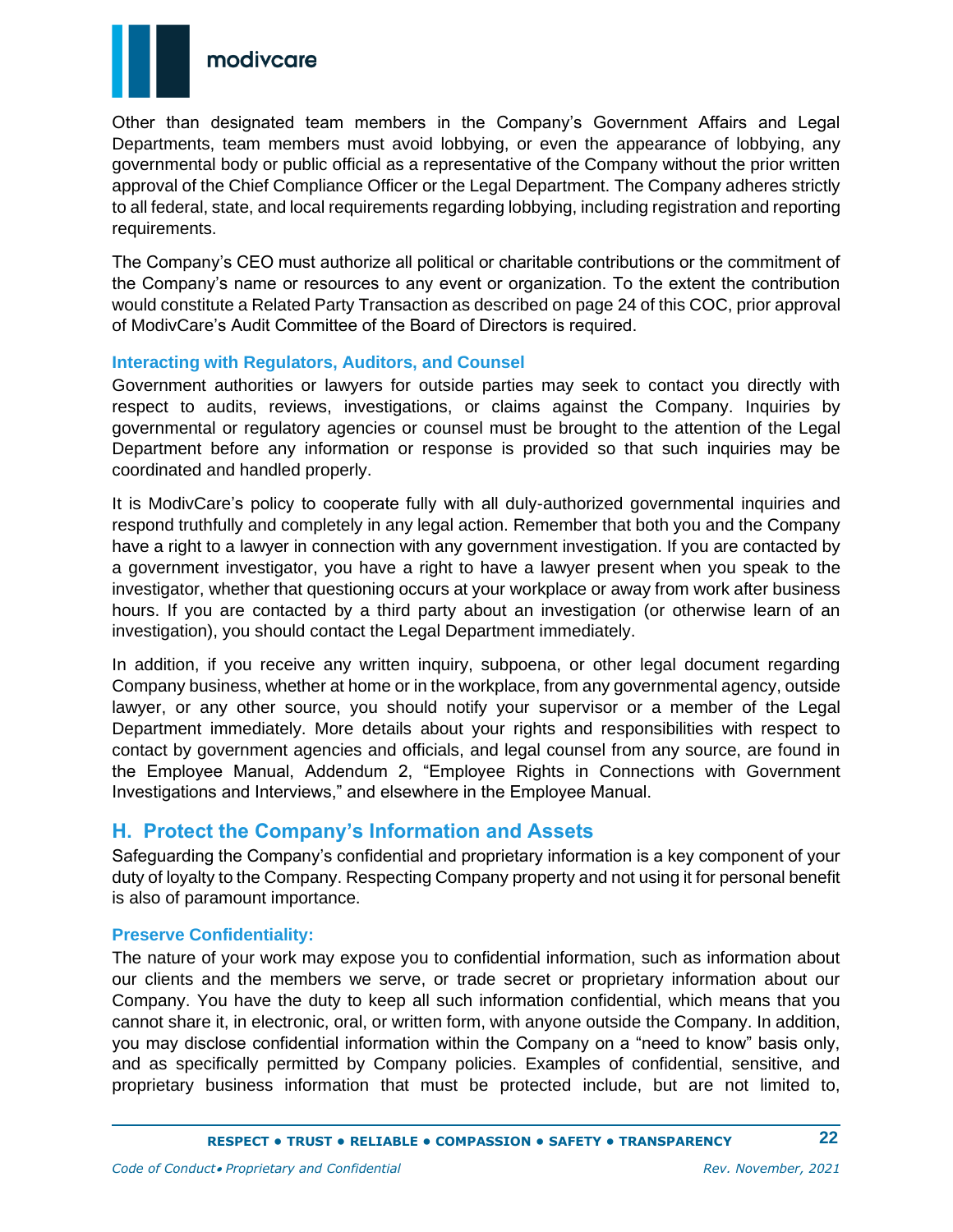Other than designated team members in the Company's Government Affairs and Legal Departments, team members must avoid lobbying, or even the appearance of lobbying, any governmental body or public official as a representative of the Company without the prior written approval of the Chief Compliance Officer or the Legal Department. The Company adheres strictly to all federal, state, and local requirements regarding lobbying, including registration and reporting requirements.

The Company's CEO must authorize all political or charitable contributions or the commitment of the Company's name or resources to any event or organization. To the extent the contribution would constitute a Related Party Transaction as described on page 24 of this COC, prior approval of ModivCare's Audit Committee of the Board of Directors is required.

### Interacting with Regulators, Auditors, and Counsel

Government authorities or lawyers for outside parties may seek to contact you directly with respect to audits, reviews, investigations, or claims against the Company. Inquiries by governmental or regulatory agencies or counsel must be brought to the attention of the Legal Department before any information or response is provided so that such inquiries may be coordinated and handled properly.

It is ModivCare's policy to cooperate fully with all duly-authorized governmental inquiries and respond truthfully and completely in any legal action. Remember that both you and the Company have a right to a lawyer in connection with any government investigation. If you are contacted by a government investigator, you have a right to have a lawyer present when you speak to the investigator, whether that questioning occurs at your workplace or away from work after business hours. If you are contacted by a third party about an investigation (or otherwise learn of an investigation), you should contact the Legal Department immediately.

In addition, if you receive any written inquiry, subpoena, or other legal document regarding Company business, whether at home or in the workplace, from any governmental agency, outside lawyer, or any other source, you should notify your supervisor or a member of the Legal Department immediately. More details about your rights and responsibilities with respect to contact by government agencies and officials, and legal counsel from any source, are found in the Employee Manual, Addendum 2, "Employee Rights in Connections with Government Investigations and Interviews," and elsewhere in the Employee Manual.

## H. Protect the Company's Information and Assets

Safeguarding the Company's confidential and proprietary information is a key component of your duty of loyalty to the Company. Respecting Company property and not using it for personal benefit is also of paramount importance.

### Preserve Confidentiality:

The nature of your work may expose you to confidential information, such as information about our clients and the members we serve, or trade secret or proprietary information about our Company. You have the duty to keep all such information confidential, which means that you cannot share it, in electronic, oral, or written form, with anyone outside the Company. In addition, you may disclose confidential information within the Company on a "need to know" basis only, and as specifically permitted by Company policies. Examples of confidential, sensitive, and proprietary business information that must be protected include, but are not limited to,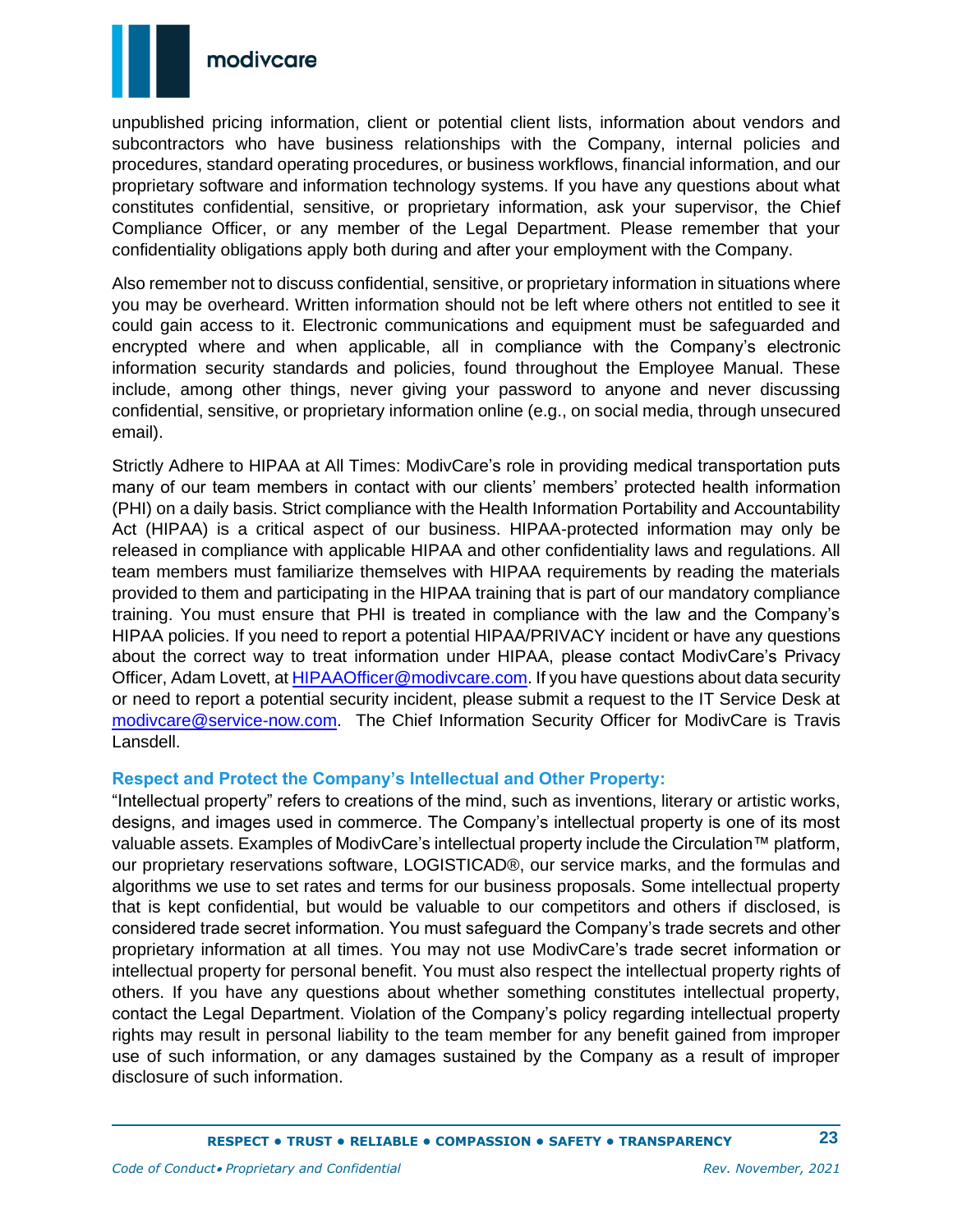unpublished pricing information, client or potential client lists, information about vendors and subcontractors who have business relationships with the Company, internal policies and procedures, standard operating procedures, or business workflows, financial information, and our proprietary software and information technology systems. If you have any questions about what constitutes confidential, sensitive, or proprietary information, ask your supervisor, the Chief Compliance Officer, or any member of the Legal Department. Please remember that your confidentiality obligations apply both during and after your employment with the Company.

Also remember not to discuss confidential, sensitive, or proprietary information in situations where you may be overheard. Written information should not be left where others not entitled to see it could gain access to it. Electronic communications and equipment must be safeguarded and encrypted where and when applicable, all in compliance with the Company's electronic information security standards and policies, found throughout the Employee Manual. These include, among other things, never giving your password to anyone and never discussing confidential, sensitive, or proprietary information online (e.g., on social media, through unsecured email).

Strictly Adhere to HIPAA at All Times: ModivCare's role in providing medical transportation puts many of our team members in contact with our clients' members' protected health information (PHI) on a daily basis. Strict compliance with the Health Information Portability and Accountability Act (HIPAA) is a critical aspect of our business. HIPAA-protected information may only be released in compliance with applicable HIPAA and other confidentiality laws and regulations. All team members must familiarize themselves with HIPAA requirements by reading the materials provided to them and participating in the HIPAA training that is part of our mandatory compliance training. You must ensure that PHI is treated in compliance with the law and the Company's HIPAA policies. If you need to report a potential HIPAA/PRIVACY incident or have any questions about the correct way to treat information under HIPAA, please contact ModivCare's Privacy Officer, Adam Lovett, at HIPAAOfficer@modivcare.com. If you have questions about data security or need to report a potential security incident, please submit a request to the IT Service Desk at modivcare@service-now.com. The Chief Information Security Officer for ModivCare is Travis Lansdell.

### Respect and Protect the Company's Intellectual and Other Property:

"Intellectual property" refers to creations of the mind, such as inventions, literary or artistic works, designs, and images used in commerce. The Company's intellectual property is one of its most valuable assets. Examples of ModivCare's intellectual property include the Circulation™ platform, our proprietary reservations software, LOGISTICAD®, our service marks, and the formulas and algorithms we use to set rates and terms for our business proposals. Some intellectual property that is kept confidential, but would be valuable to our competitors and others if disclosed, is considered trade secret information. You must safeguard the Company's trade secrets and other proprietary information at all times. You may not use ModivCare's trade secret information or intellectual property for personal benefit. You must also respect the intellectual property rights of others. If you have any questions about whether something constitutes intellectual property, contact the Legal Department. Violation of the Company's policy regarding intellectual property rights may result in personal liability to the team member for any benefit gained from improper use of such information, or any damages sustained by the Company as a result of improper disclosure of such information.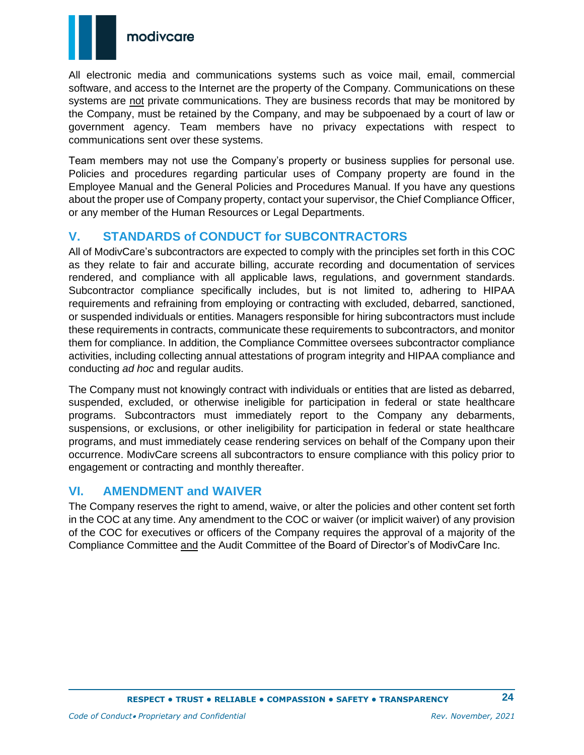All electronic media and communications systems such as voice mail, email, commercial software, and access to the Internet are the property of the Company. Communications on these systems are <u>not</u> private communications. They are business records that may be monitored by the Company, must be retained by the Company, and may be subpoenaed by a court of law or government agency. Team members have no privacy expectations with respect to communications sent over these systems.

Team members may not use the Company's property or business supplies for personal use. Policies and procedures regarding particular uses of Company property are found in the Employee Manual and the General Policies and Procedures Manual. If you have any questions about the proper use of Company property, contact your supervisor, the Chief Compliance Officer, or any member of the Human Resources or Legal Departments.

## V. STANDARDS of CONDUCT for SUBCONTRACTORS

All of ModivCare's subcontractors are expected to comply with the principles set forth in this COC as they relate to fair and accurate billing, accurate recording and documentation of services rendered, and compliance with all applicable laws, regulations, and government standards. Subcontractor compliance specifically includes, but is not limited to, adhering to HIPAA requirements and refraining from employing or contracting with excluded, debarred, sanctioned, or suspended individuals or entities. Managers responsible for hiring subcontractors must include these requirements in contracts, communicate these requirements to subcontractors, and monitor them for compliance. In addition, the Compliance Committee oversees subcontractor compliance activities, including collecting annual attestations of program integrity and HIPAA compliance and conducting *ad hoc* and regular audits.

The Company must not knowingly contract with individuals or entities that are listed as debarred, suspended, excluded, or otherwise ineligible for participation in federal or state healthcare programs. Subcontractors must immediately report to the Company any debarments, suspensions, or exclusions, or other ineligibility for participation in federal or state healthcare programs, and must immediately cease rendering services on behalf of the Company upon their occurrence. ModivCare screens all subcontractors to ensure compliance with this policy prior to engagement or contracting and monthly thereafter.

## VI. AMENDMENT and WAIVER

The Company reserves the right to amend, waive, or alter the policies and other content set forth in the COC at any time. Any amendment to the COC or waiver (or implicit waiver) of any provision of the COC for executives or officers of the Company requires the approval of a majority of the Compliance Committee <u>and</u> the Audit Committee of the Board of Director's of ModivCare Inc.